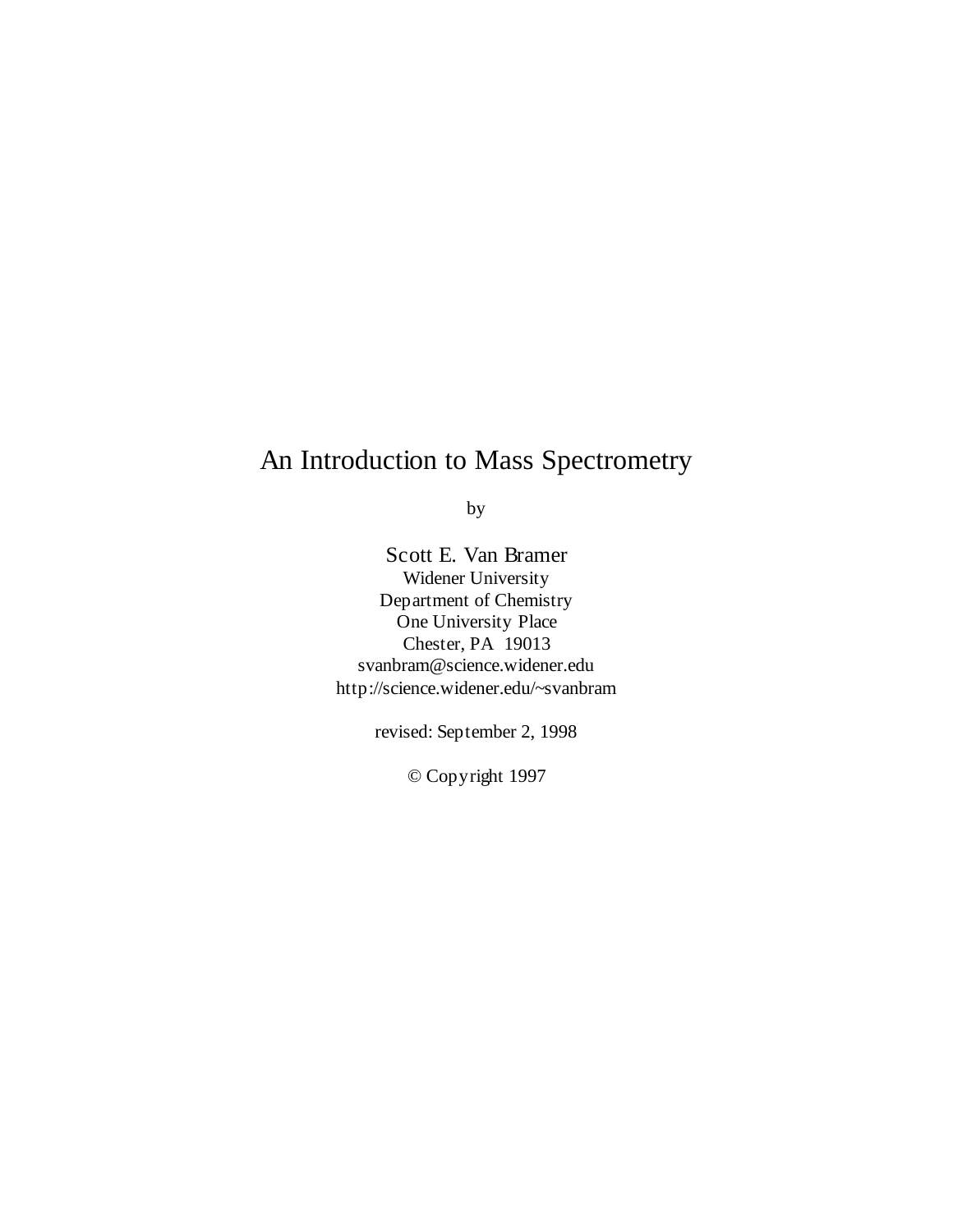# An Introduction to Mass Spectrometry

by

Scott E. Van Bramer
Widener University
Department of Chemistry
One University Place
Chester, PA 19013
svanbram@science.widener.edu
http://science.widener.edu/~svanbram

revised: September 2, 1998

© Copyright 1997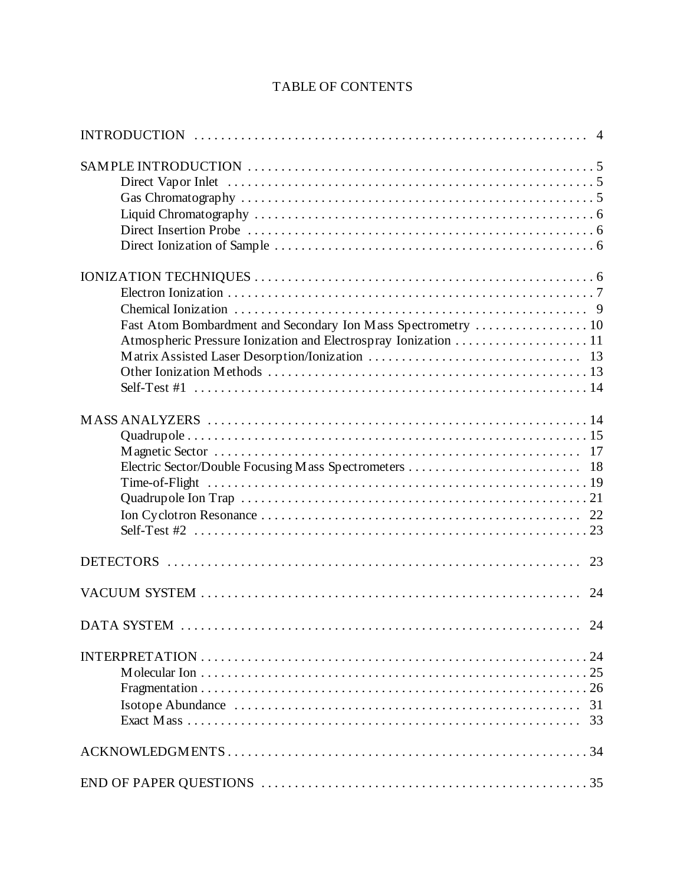# TABLE OF CONTENTS

INTRODUCTION . . . . . . . . . . . . . . . . . . . . . . . . . . . . . . . . . . . . . . . . . . . . . . . . . . . . . . . . . 4

SAMPLE INTRODUCTION . . . . . . . . . . . . . . . . . . . . . . . . . . . . . . . . . . . . . . . . . . . . . . . . . . . 5
- Direct Vapor Inlet . . . . . . . . . . . . . . . . . . . . . . . . . . . . . . . . . . . . . . . . . . . . . . . . . . . . 5
- Gas Chromatography . . . . . . . . . . . . . . . . . . . . . . . . . . . . . . . . . . . . . . . . . . . . . . . . . . . 5
- Liquid Chromatography . . . . . . . . . . . . . . . . . . . . . . . . . . . . . . . . . . . . . . . . . . . . . . . . . . 6
- Direct Insertion Probe . . . . . . . . . . . . . . . . . . . . . . . . . . . . . . . . . . . . . . . . . . . . . . . . . . . 6
- Direct Ionization of Sample . . . . . . . . . . . . . . . . . . . . . . . . . . . . . . . . . . . . . . . . . . . . . . . 6

IONIZATION TECHNIQUES . . . . . . . . . . . . . . . . . . . . . . . . . . . . . . . . . . . . . . . . . . . . . . . . . . 6
- Electron Ionization . . . . . . . . . . . . . . . . . . . . . . . . . . . . . . . . . . . . . . . . . . . . . . . . . . . . . 7
- Chemical Ionization . . . . . . . . . . . . . . . . . . . . . . . . . . . . . . . . . . . . . . . . . . . . . . . . . . . . 9
- Fast Atom Bombardment and Secondary Ion Mass Spectrometry . . . . . . . . . . . . . . . . . 10
- Atmospheric Pressure Ionization and Electrospray Ionization . . . . . . . . . . . . . . . . . . . . 11
- Matrix Assisted Laser Desorption/Ionization . . . . . . . . . . . . . . . . . . . . . . . . . . . . . . . . 13
- Other Ionization Methods . . . . . . . . . . . . . . . . . . . . . . . . . . . . . . . . . . . . . . . . . . . . . . . . 13
- Self-Test #1 . . . . . . . . . . . . . . . . . . . . . . . . . . . . . . . . . . . . . . . . . . . . . . . . . . . . . . . . . 14

MASS ANALYZERS . . . . . . . . . . . . . . . . . . . . . . . . . . . . . . . . . . . . . . . . . . . . . . . . . . . . . . 14
- Quadrupole . . . . . . . . . . . . . . . . . . . . . . . . . . . . . . . . . . . . . . . . . . . . . . . . . . . . . . . . . . 15
- Magnetic Sector . . . . . . . . . . . . . . . . . . . . . . . . . . . . . . . . . . . . . . . . . . . . . . . . . . . . . . 17
- Electric Sector/Double Focusing Mass Spectrometers . . . . . . . . . . . . . . . . . . . . . . . . . . 18
- Time-of-Flight . . . . . . . . . . . . . . . . . . . . . . . . . . . . . . . . . . . . . . . . . . . . . . . . . . . . . . . . 19
- Quadrupole Ion Trap . . . . . . . . . . . . . . . . . . . . . . . . . . . . . . . . . . . . . . . . . . . . . . . . . . . 21
- Ion Cyclotron Resonance . . . . . . . . . . . . . . . . . . . . . . . . . . . . . . . . . . . . . . . . . . . . . . . . 22
- Self-Test #2 . . . . . . . . . . . . . . . . . . . . . . . . . . . . . . . . . . . . . . . . . . . . . . . . . . . . . . . . . 23

DETECTORS . . . . . . . . . . . . . . . . . . . . . . . . . . . . . . . . . . . . . . . . . . . . . . . . . . . . . . . . . . . 23

VACUUM SYSTEM . . . . . . . . . . . . . . . . . . . . . . . . . . . . . . . . . . . . . . . . . . . . . . . . . . . . . . . 24

DATA SYSTEM . . . . . . . . . . . . . . . . . . . . . . . . . . . . . . . . . . . . . . . . . . . . . . . . . . . . . . . . . 24

INTERPRETATION . . . . . . . . . . . . . . . . . . . . . . . . . . . . . . . . . . . . . . . . . . . . . . . . . . . . . . . 24
- Molecular Ion . . . . . . . . . . . . . . . . . . . . . . . . . . . . . . . . . . . . . . . . . . . . . . . . . . . . . . . . . 25
- Fragmentation . . . . . . . . . . . . . . . . . . . . . . . . . . . . . . . . . . . . . . . . . . . . . . . . . . . . . . . . 26
- Isotope Abundance . . . . . . . . . . . . . . . . . . . . . . . . . . . . . . . . . . . . . . . . . . . . . . . . . . . . 31
- Exact Mass . . . . . . . . . . . . . . . . . . . . . . . . . . . . . . . . . . . . . . . . . . . . . . . . . . . . . . . . . . 33

ACKNOWLEDGMENTS . . . . . . . . . . . . . . . . . . . . . . . . . . . . . . . . . . . . . . . . . . . . . . . . . . . . 34

END OF PAPER QUESTIONS . . . . . . . . . . . . . . . . . . . . . . . . . . . . . . . . . . . . . . . . . . . . . . . 35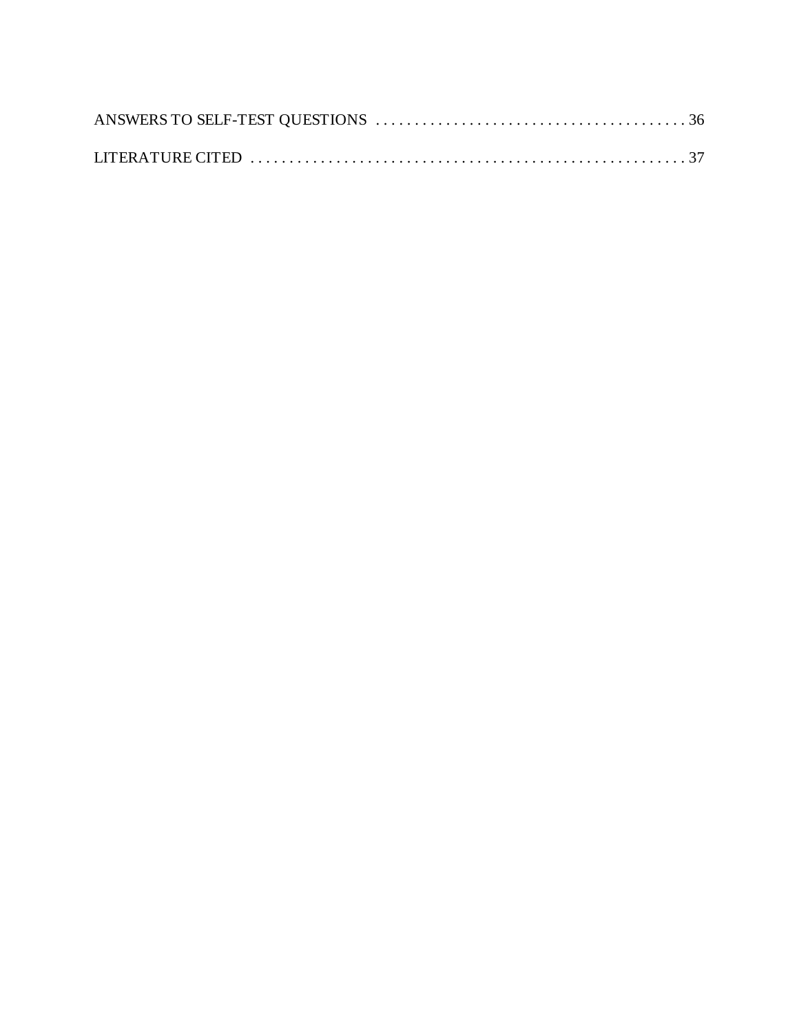ANSWERS TO SELF-TEST QUESTIONS . . . . . . . . . . . . . . . . . . . . . . . . . . . . . . . . . . . . . . . . 36

LITERATURE CITED . . . . . . . . . . . . . . . . . . . . . . . . . . . . . . . . . . . . . . . . . . . . . . . . . . . . . 37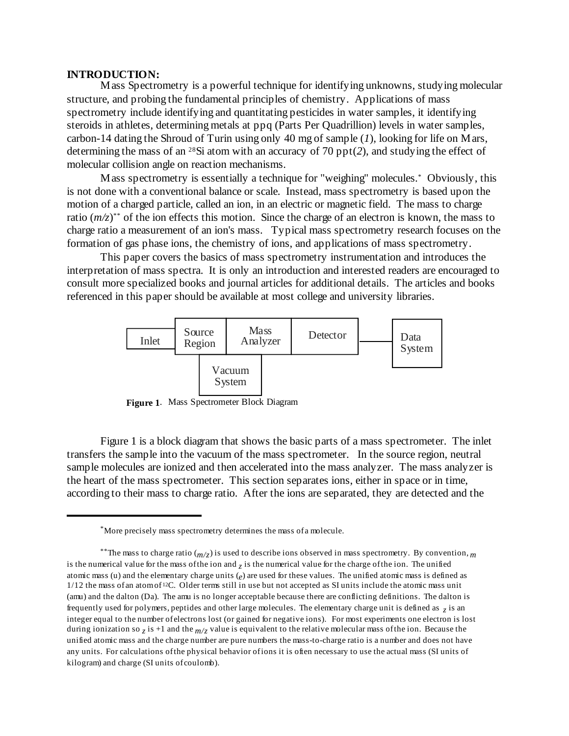**INTRODUCTION:**

Mass Spectrometry is a powerful technique for identifying unknowns, studying molecular structure, and probing the fundamental principles of chemistry. Applications of mass spectrometry include identifying and quantitating pesticides in water samples, it identifying steroids in athletes, determining metals at ppq (Parts Per Quadrillion) levels in water samples, carbon-14 dating the Shroud of Turin using only 40 mg of sample (*1*), looking for life on Mars, determining the mass of an $^{28}$Si atom with an accuracy of 70 ppt(*2*), and studying the effect of molecular collision angle on reaction mechanisms.

Mass spectrometry is essentially a technique for "weighing" molecules.* Obviously, this is not done with a conventional balance or scale. Instead, mass spectrometry is based upon the motion of a charged particle, called an ion, in an electric or magnetic field. The mass to charge ratio ($m/z$)** of the ion effects this motion. Since the charge of an electron is known, the mass to charge ratio a measurement of an ion's mass. Typical mass spectrometry research focuses on the formation of gas phase ions, the chemistry of ions, and applications of mass spectrometry.

This paper covers the basics of mass spectrometry instrumentation and introduces the interpretation of mass spectra. It is only an introduction and interested readers are encouraged to consult more specialized books and journal articles for additional details. The articles and books referenced in this paper should be available at most college and university libraries.

Inlet | Source Region | Mass Analyzer | Detector | Data System | Vacuum System

**Figure 1**. Mass Spectrometer Block Diagram

Figure 1 is a block diagram that shows the basic parts of a mass spectrometer. The inlet transfers the sample into the vacuum of the mass spectrometer. In the source region, neutral sample molecules are ionized and then accelerated into the mass analyzer. The mass analyzer is the heart of the mass spectrometer. This section separates ions, either in space or in time, according to their mass to charge ratio. After the ions are separated, they are detected and the

---

*More precisely mass spectrometry determines the mass of a molecule.

**The mass to charge ratio ($m/z$) is used to describe ions observed in mass spectrometry. By convention, $m$ is the numerical value for the mass of the ion and $z$ is the numerical value for the charge of the ion. The unified atomic mass (u) and the elementary charge units ($e$) are used for these values. The unified atomic mass is defined as 1/12 the mass of an atom of $^{12}$C. Older terms still in use but not accepted as SI units include the atomic mass unit (amu) and the dalton (Da). The amu is no longer acceptable because there are conflicting definitions. The dalton is frequently used for polymers, peptides and other large molecules. The elementary charge unit is defined as $z$ is an integer equal to the number of electrons lost (or gained for negative ions). For most experiments one electron is lost during ionization so $z$ is +1 and the $m/z$ value is equivalent to the relative molecular mass of the ion. Because the unified atomic mass and the charge number are pure numbers the mass-to-charge ratio is a number and does not have any units. For calculations of the physical behavior of ions it is often necessary to use the actual mass (SI units of kilogram) and charge (SI units of coulomb).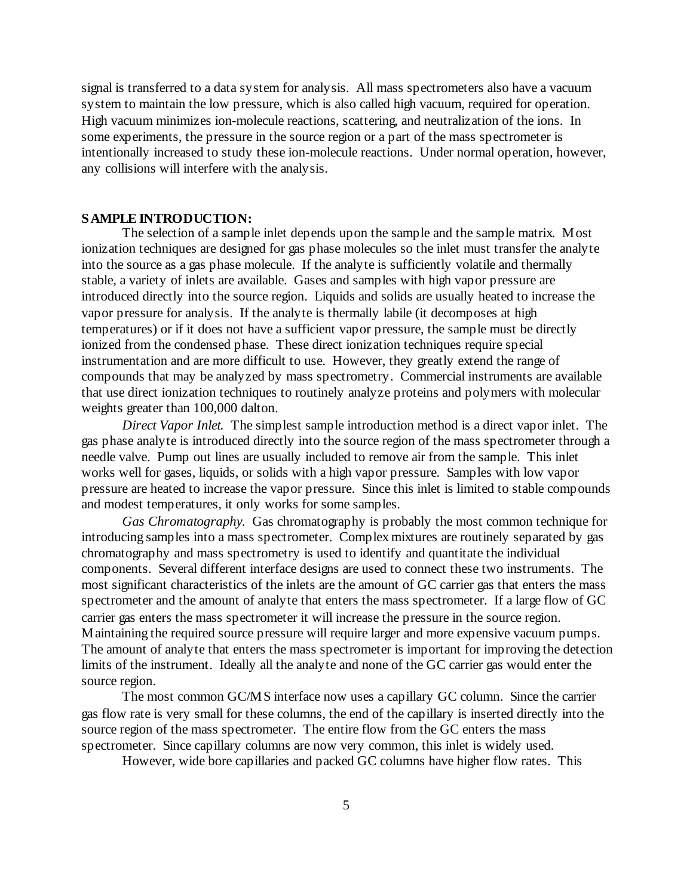signal is transferred to a data system for analysis. All mass spectrometers also have a vacuum system to maintain the low pressure, which is also called high vacuum, required for operation. High vacuum minimizes ion-molecule reactions, scattering, and neutralization of the ions. In some experiments, the pressure in the source region or a part of the mass spectrometer is intentionally increased to study these ion-molecule reactions. Under normal operation, however, any collisions will interfere with the analysis.

**SAMPLE INTRODUCTION:**

The selection of a sample inlet depends upon the sample and the sample matrix. Most ionization techniques are designed for gas phase molecules so the inlet must transfer the analyte into the source as a gas phase molecule. If the analyte is sufficiently volatile and thermally stable, a variety of inlets are available. Gases and samples with high vapor pressure are introduced directly into the source region. Liquids and solids are usually heated to increase the vapor pressure for analysis. If the analyte is thermally labile (it decomposes at high temperatures) or if it does not have a sufficient vapor pressure, the sample must be directly ionized from the condensed phase. These direct ionization techniques require special instrumentation and are more difficult to use. However, they greatly extend the range of compounds that may be analyzed by mass spectrometry. Commercial instruments are available that use direct ionization techniques to routinely analyze proteins and polymers with molecular weights greater than 100,000 dalton.

*Direct Vapor Inlet.* The simplest sample introduction method is a direct vapor inlet. The gas phase analyte is introduced directly into the source region of the mass spectrometer through a needle valve. Pump out lines are usually included to remove air from the sample. This inlet works well for gases, liquids, or solids with a high vapor pressure. Samples with low vapor pressure are heated to increase the vapor pressure. Since this inlet is limited to stable compounds and modest temperatures, it only works for some samples.

*Gas Chromatography.* Gas chromatography is probably the most common technique for introducing samples into a mass spectrometer. Complex mixtures are routinely separated by gas chromatography and mass spectrometry is used to identify and quantitate the individual components. Several different interface designs are used to connect these two instruments. The most significant characteristics of the inlets are the amount of GC carrier gas that enters the mass spectrometer and the amount of analyte that enters the mass spectrometer. If a large flow of GC carrier gas enters the mass spectrometer it will increase the pressure in the source region. Maintaining the required source pressure will require larger and more expensive vacuum pumps. The amount of analyte that enters the mass spectrometer is important for improving the detection limits of the instrument. Ideally all the analyte and none of the GC carrier gas would enter the source region.

The most common GC/MS interface now uses a capillary GC column. Since the carrier gas flow rate is very small for these columns, the end of the capillary is inserted directly into the source region of the mass spectrometer. The entire flow from the GC enters the mass spectrometer. Since capillary columns are now very common, this inlet is widely used.

However, wide bore capillaries and packed GC columns have higher flow rates. This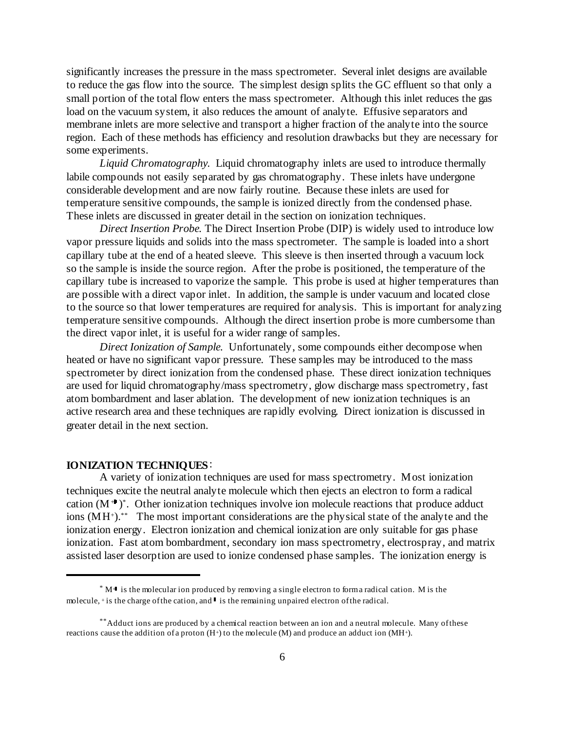significantly increases the pressure in the mass spectrometer. Several inlet designs are available to reduce the gas flow into the source. The simplest design splits the GC effluent so that only a small portion of the total flow enters the mass spectrometer. Although this inlet reduces the gas load on the vacuum system, it also reduces the amount of analyte. Effusive separators and membrane inlets are more selective and transport a higher fraction of the analyte into the source region. Each of these methods has efficiency and resolution drawbacks but they are necessary for some experiments.

*Liquid Chromatography.* Liquid chromatography inlets are used to introduce thermally labile compounds not easily separated by gas chromatography. These inlets have undergone considerable development and are now fairly routine. Because these inlets are used for temperature sensitive compounds, the sample is ionized directly from the condensed phase. These inlets are discussed in greater detail in the section on ionization techniques.

*Direct Insertion Probe.* The Direct Insertion Probe (DIP) is widely used to introduce low vapor pressure liquids and solids into the mass spectrometer. The sample is loaded into a short capillary tube at the end of a heated sleeve. This sleeve is then inserted through a vacuum lock so the sample is inside the source region. After the probe is positioned, the temperature of the capillary tube is increased to vaporize the sample. This probe is used at higher temperatures than are possible with a direct vapor inlet. In addition, the sample is under vacuum and located close to the source so that lower temperatures are required for analysis. This is important for analyzing temperature sensitive compounds. Although the direct insertion probe is more cumbersome than the direct vapor inlet, it is useful for a wider range of samples.

*Direct Ionization of Sample.* Unfortunately, some compounds either decompose when heated or have no significant vapor pressure. These samples may be introduced to the mass spectrometer by direct ionization from the condensed phase. These direct ionization techniques are used for liquid chromatography/mass spectrometry, glow discharge mass spectrometry, fast atom bombardment and laser ablation. The development of new ionization techniques is an active research area and these techniques are rapidly evolving. Direct ionization is discussed in greater detail in the next section.

## IONIZATION TECHNIQUES:

A variety of ionization techniques are used for mass spectrometry. Most ionization techniques excite the neutral analyte molecule which then ejects an electron to form a radical cation ($M^{+\bullet}$)*. Other ionization techniques involve ion molecule reactions that produce adduct ions ($MH^+$).** The most important considerations are the physical state of the analyte and the ionization energy. Electron ionization and chemical ionization are only suitable for gas phase ionization. Fast atom bombardment, secondary ion mass spectrometry, electrospray, and matrix assisted laser desorption are used to ionize condensed phase samples. The ionization energy is

---

* $M^{+\bullet}$ is the molecular ion produced by removing a single electron to form a radical cation. M is the molecule, + is the charge of the cation, and $\bullet$ is the remaining unpaired electron of the radical.

** Adduct ions are produced by a chemical reaction between an ion and a neutral molecule. Many of these reactions cause the addition of a proton ($H^+$) to the molecule (M) and produce an adduct ion ($MH^+$).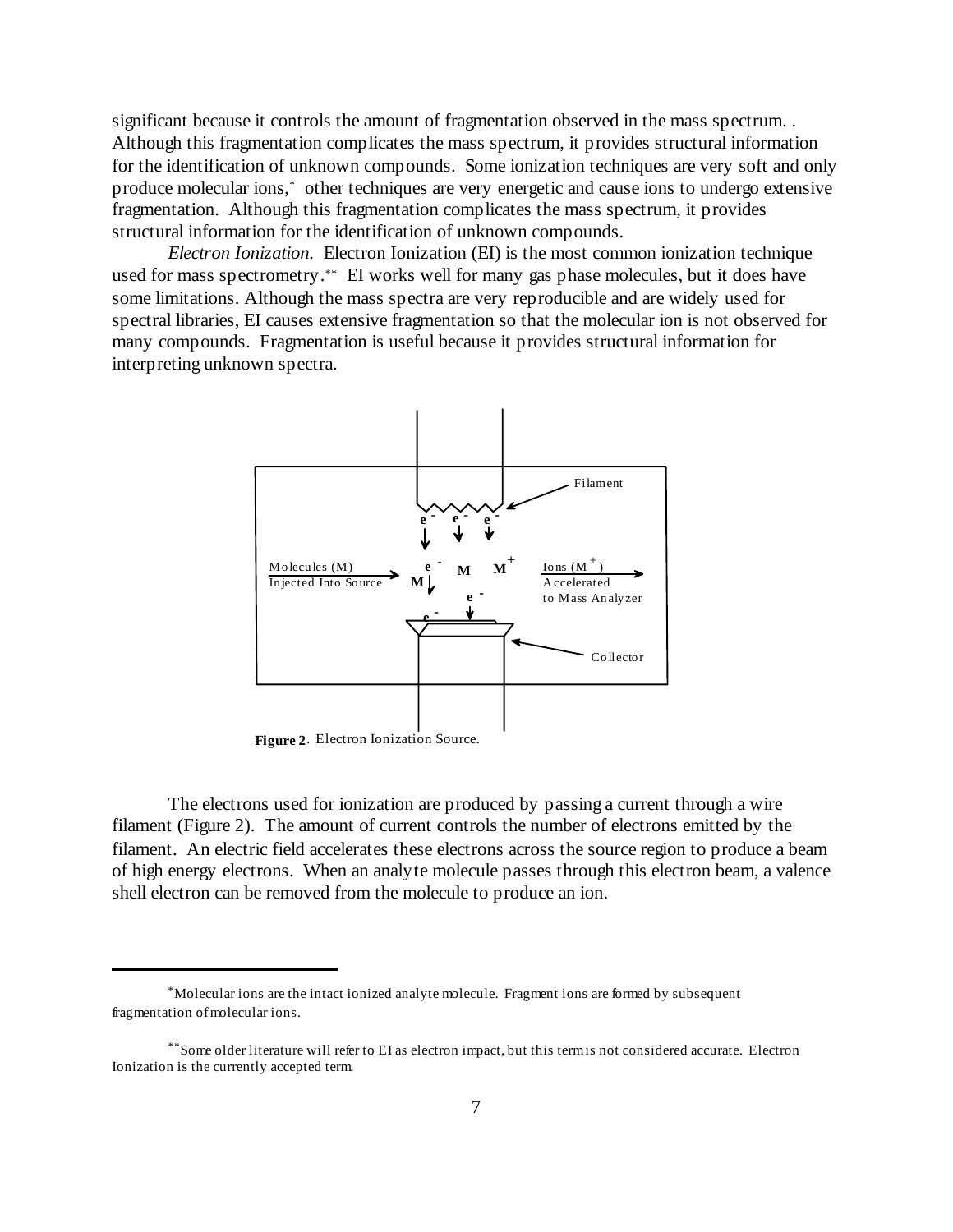significant because it controls the amount of fragmentation observed in the mass spectrum. . Although this fragmentation complicates the mass spectrum, it provides structural information for the identification of unknown compounds. Some ionization techniques are very soft and only produce molecular ions,* other techniques are very energetic and cause ions to undergo extensive fragmentation. Although this fragmentation complicates the mass spectrum, it provides structural information for the identification of unknown compounds.

*Electron Ionization.* Electron Ionization (EI) is the most common ionization technique used for mass spectrometry.** EI works well for many gas phase molecules, but it does have some limitations. Although the mass spectra are very reproducible and are widely used for spectral libraries, EI causes extensive fragmentation so that the molecular ion is not observed for many compounds. Fragmentation is useful because it provides structural information for interpreting unknown spectra.

**Figure 2**. Electron Ionization Source.

The electrons used for ionization are produced by passing a current through a wire filament (Figure 2). The amount of current controls the number of electrons emitted by the filament. An electric field accelerates these electrons across the source region to produce a beam of high energy electrons. When an analyte molecule passes through this electron beam, a valence shell electron can be removed from the molecule to produce an ion.

---

*Molecular ions are the intact ionized analyte molecule. Fragment ions are formed by subsequent fragmentation of molecular ions.

**Some older literature will refer to EI as electron impact, but this term is not considered accurate. Electron Ionization is the currently accepted term.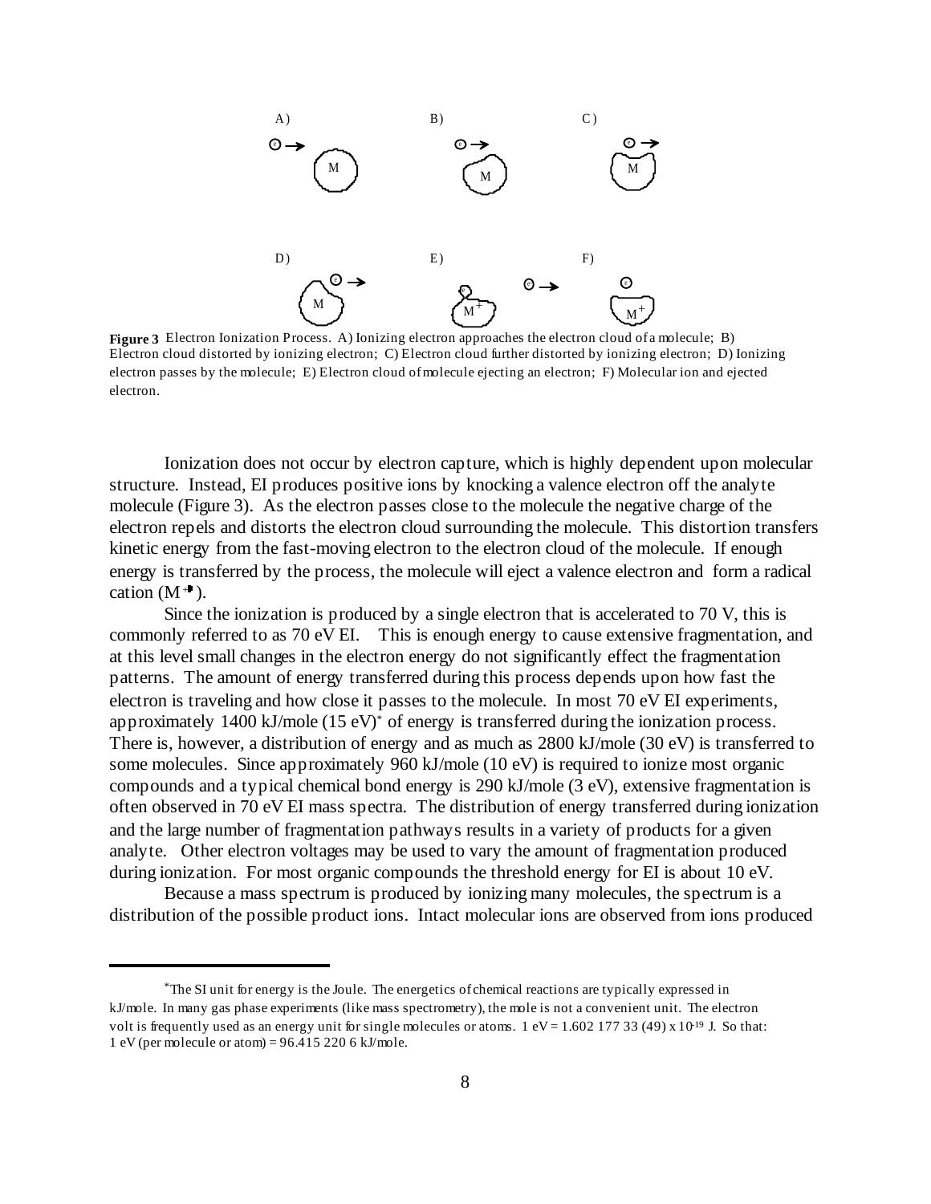**Figure 3** Electron Ionization Process. A) Ionizing electron approaches the electron cloud of a molecule; B) Electron cloud distorted by ionizing electron; C) Electron cloud further distorted by ionizing electron; D) Ionizing electron passes by the molecule; E) Electron cloud of molecule ejecting an electron; F) Molecular ion and ejected electron.

Ionization does not occur by electron capture, which is highly dependent upon molecular structure. Instead, EI produces positive ions by knocking a valence electron off the analyte molecule (Figure 3). As the electron passes close to the molecule the negative charge of the electron repels and distorts the electron cloud surrounding the molecule. This distortion transfers kinetic energy from the fast-moving electron to the electron cloud of the molecule. If enough energy is transferred by the process, the molecule will eject a valence electron and form a radical cation ($M^{+\bullet}$).

Since the ionization is produced by a single electron that is accelerated to 70 V, this is commonly referred to as 70 eV EI. This is enough energy to cause extensive fragmentation, and at this level small changes in the electron energy do not significantly effect the fragmentation patterns. The amount of energy transferred during this process depends upon how fast the electron is traveling and how close it passes to the molecule. In most 70 eV EI experiments, approximately 1400 kJ/mole (15 eV)* of energy is transferred during the ionization process. There is, however, a distribution of energy and as much as 2800 kJ/mole (30 eV) is transferred to some molecules. Since approximately 960 kJ/mole (10 eV) is required to ionize most organic compounds and a typical chemical bond energy is 290 kJ/mole (3 eV), extensive fragmentation is often observed in 70 eV EI mass spectra. The distribution of energy transferred during ionization and the large number of fragmentation pathways results in a variety of products for a given analyte. Other electron voltages may be used to vary the amount of fragmentation produced during ionization. For most organic compounds the threshold energy for EI is about 10 eV.

Because a mass spectrum is produced by ionizing many molecules, the spectrum is a distribution of the possible product ions. Intact molecular ions are observed from ions produced

---

*The SI unit for energy is the Joule. The energetics of chemical reactions are typically expressed in kJ/mole. In many gas phase experiments (like mass spectrometry), the mole is not a convenient unit. The electron volt is frequently used as an energy unit for single molecules or atoms. 1 eV = 1.602 177 33 (49) x $10^{-19}$ J. So that: 1 eV (per molecule or atom) = 96.415 220 6 kJ/mole.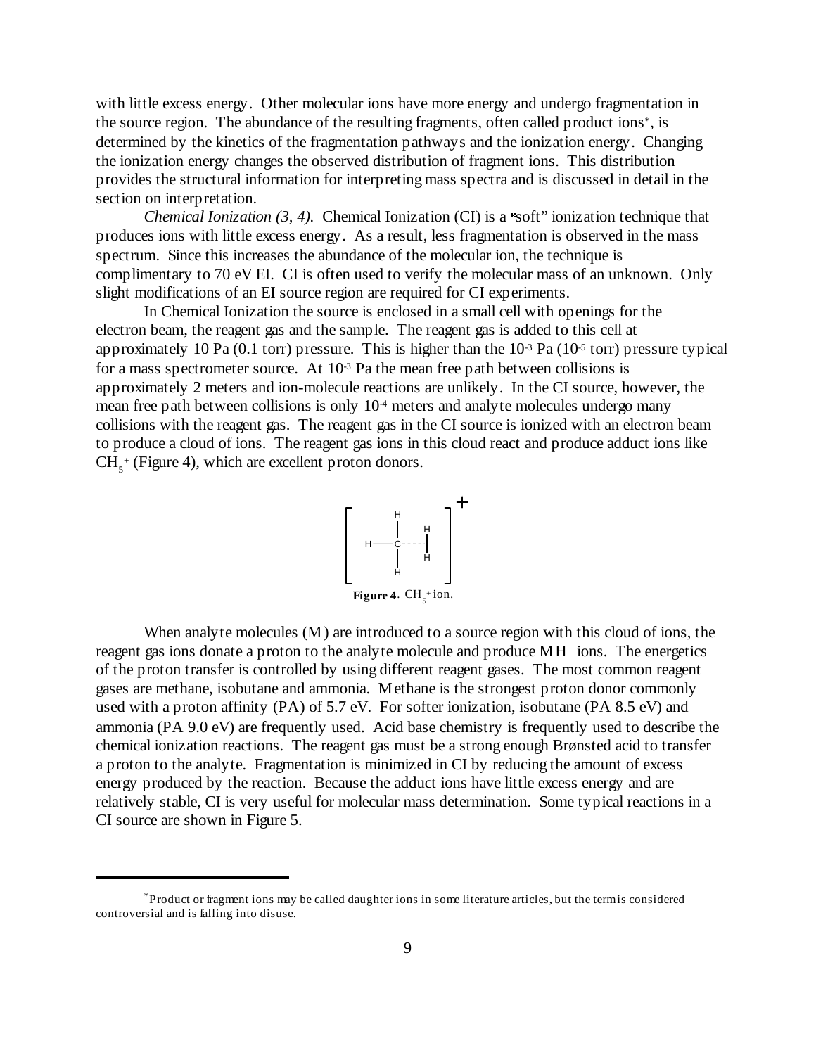with little excess energy. Other molecular ions have more energy and undergo fragmentation in the source region. The abundance of the resulting fragments, often called product ions*, is determined by the kinetics of the fragmentation pathways and the ionization energy. Changing the ionization energy changes the observed distribution of fragment ions. This distribution provides the structural information for interpreting mass spectra and is discussed in detail in the section on interpretation.

*Chemical Ionization (3, 4).* Chemical Ionization (CI) is a "soft" ionization technique that produces ions with little excess energy. As a result, less fragmentation is observed in the mass spectrum. Since this increases the abundance of the molecular ion, the technique is complimentary to 70 eV EI. CI is often used to verify the molecular mass of an unknown. Only slight modifications of an EI source region are required for CI experiments.

In Chemical Ionization the source is enclosed in a small cell with openings for the electron beam, the reagent gas and the sample. The reagent gas is added to this cell at approximately 10 Pa (0.1 torr) pressure. This is higher than the $10^{-3}$ Pa ($10^{-5}$ torr) pressure typical for a mass spectrometer source. At $10^{-3}$ Pa the mean free path between collisions is approximately 2 meters and ion-molecule reactions are unlikely. In the CI source, however, the mean free path between collisions is only $10^{-4}$ meters and analyte molecules undergo many collisions with the reagent gas. The reagent gas in the CI source is ionized with an electron beam to produce a cloud of ions. The reagent gas ions in this cloud react and produce adduct ions like $CH_5^+$ (Figure 4), which are excellent proton donors.

**Figure 4**. $CH_5^+$ ion.

When analyte molecules (M) are introduced to a source region with this cloud of ions, the reagent gas ions donate a proton to the analyte molecule and produce $MH^+$ ions. The energetics of the proton transfer is controlled by using different reagent gases. The most common reagent gases are methane, isobutane and ammonia. Methane is the strongest proton donor commonly used with a proton affinity (PA) of 5.7 eV. For softer ionization, isobutane (PA 8.5 eV) and ammonia (PA 9.0 eV) are frequently used. Acid base chemistry is frequently used to describe the chemical ionization reactions. The reagent gas must be a strong enough Brønsted acid to transfer a proton to the analyte. Fragmentation is minimized in CI by reducing the amount of excess energy produced by the reaction. Because the adduct ions have little excess energy and are relatively stable, CI is very useful for molecular mass determination. Some typical reactions in a CI source are shown in Figure 5.

*Product or fragment ions may be called daughter ions in some literature articles, but the term is considered controversial and is falling into disuse.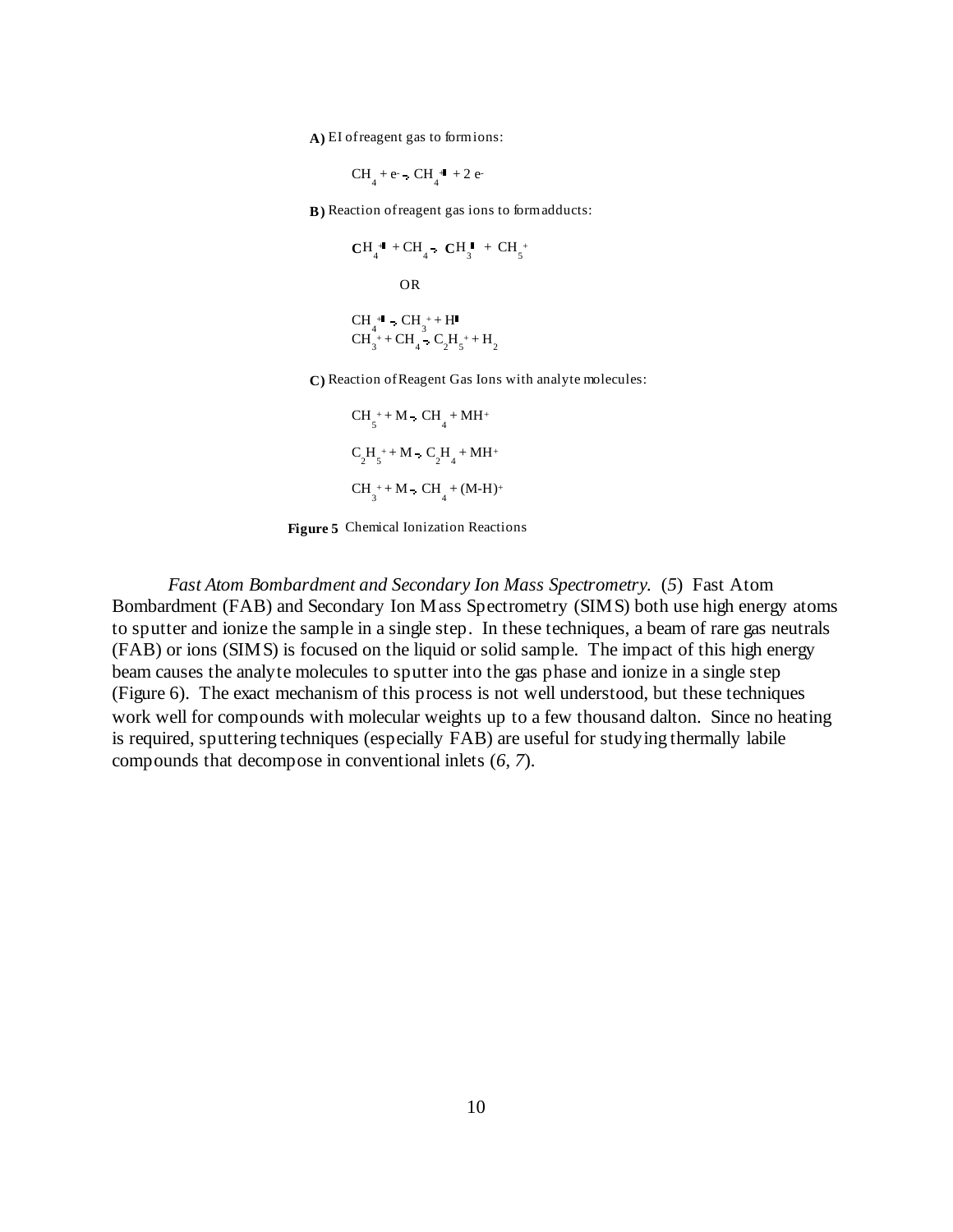**A)** EI of reagent gas to form ions:

$$CH_4 + e^- \rightarrow CH_4^{+\bullet} + 2e^-$$

**B)** Reaction of reagent gas ions to form adducts:

$$CH_4^{+\bullet} + CH_4 \rightarrow CH_3^{\bullet} + CH_5^+$$

OR

$$CH_4^{+\bullet} \rightarrow CH_3^+ + H^{\bullet}$$
$$CH_3^+ + CH_4 \rightarrow C_2H_5^+ + H_2$$

**C)** Reaction of Reagent Gas Ions with analyte molecules:

$$CH_5^+ + M \rightarrow CH_4 + MH^+$$

$$C_2H_5^+ + M \rightarrow C_2H_4 + MH^+$$

$$CH_3^+ + M \rightarrow CH_4 + (M\text{-}H)^+$$

**Figure 5** Chemical Ionization Reactions

*Fast Atom Bombardment and Secondary Ion Mass Spectrometry.* (*5*) Fast Atom Bombardment (FAB) and Secondary Ion Mass Spectrometry (SIMS) both use high energy atoms to sputter and ionize the sample in a single step. In these techniques, a beam of rare gas neutrals (FAB) or ions (SIMS) is focused on the liquid or solid sample. The impact of this high energy beam causes the analyte molecules to sputter into the gas phase and ionize in a single step (Figure 6). The exact mechanism of this process is not well understood, but these techniques work well for compounds with molecular weights up to a few thousand dalton. Since no heating is required, sputtering techniques (especially FAB) are useful for studying thermally labile compounds that decompose in conventional inlets (*6*, *7*).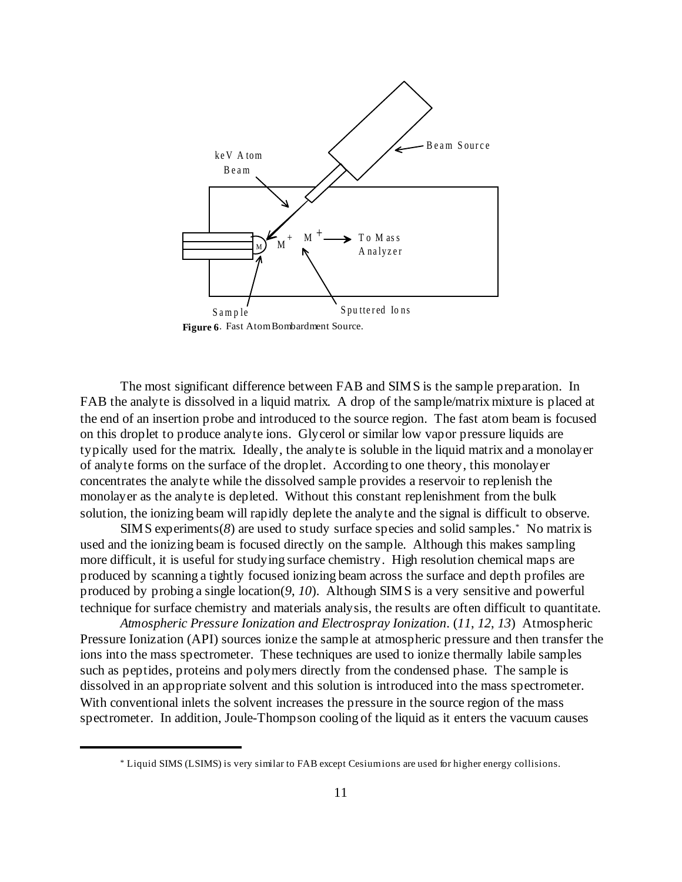**Figure 6**. Fast Atom Bombardment Source.

The most significant difference between FAB and SIMS is the sample preparation. In FAB the analyte is dissolved in a liquid matrix. A drop of the sample/matrix mixture is placed at the end of an insertion probe and introduced to the source region. The fast atom beam is focused on this droplet to produce analyte ions. Glycerol or similar low vapor pressure liquids are typically used for the matrix. Ideally, the analyte is soluble in the liquid matrix and a monolayer of analyte forms on the surface of the droplet. According to one theory, this monolayer concentrates the analyte while the dissolved sample provides a reservoir to replenish the monolayer as the analyte is depleted. Without this constant replenishment from the bulk solution, the ionizing beam will rapidly deplete the analyte and the signal is difficult to observe.

SIMS experiments(*8*) are used to study surface species and solid samples.* No matrix is used and the ionizing beam is focused directly on the sample. Although this makes sampling more difficult, it is useful for studying surface chemistry. High resolution chemical maps are produced by scanning a tightly focused ionizing beam across the surface and depth profiles are produced by probing a single location(*9*, *10*). Although SIMS is a very sensitive and powerful technique for surface chemistry and materials analysis, the results are often difficult to quantitate.

*Atmospheric Pressure Ionization and Electrospray Ionization*. (*11*, *12*, *13*) Atmospheric Pressure Ionization (API) sources ionize the sample at atmospheric pressure and then transfer the ions into the mass spectrometer. These techniques are used to ionize thermally labile samples such as peptides, proteins and polymers directly from the condensed phase. The sample is dissolved in an appropriate solvent and this solution is introduced into the mass spectrometer. With conventional inlets the solvent increases the pressure in the source region of the mass spectrometer. In addition, Joule-Thompson cooling of the liquid as it enters the vacuum causes

---

* Liquid SIMS (LSIMS) is very similar to FAB except Cesium ions are used for higher energy collisions.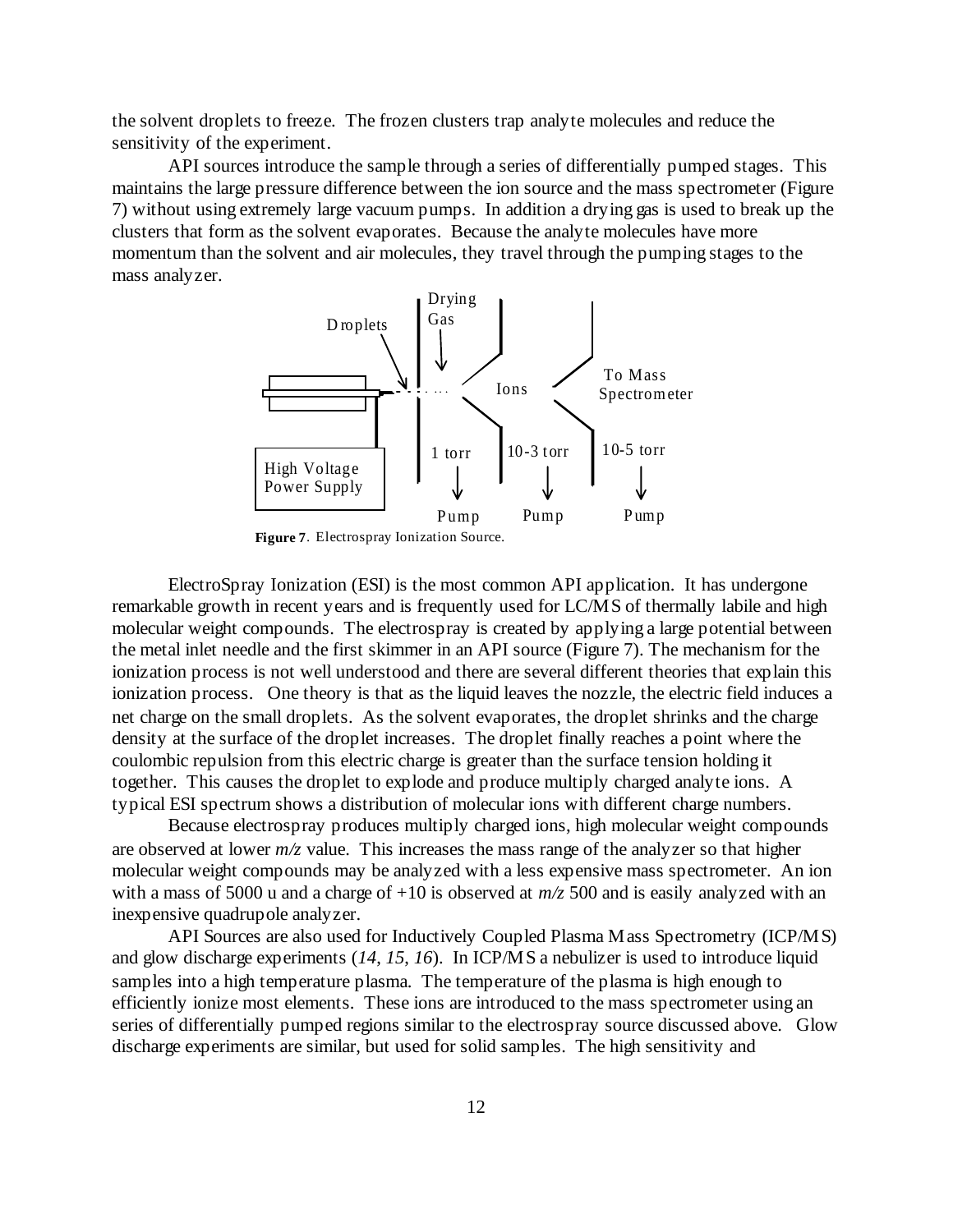the solvent droplets to freeze. The frozen clusters trap analyte molecules and reduce the sensitivity of the experiment.

API sources introduce the sample through a series of differentially pumped stages. This maintains the large pressure difference between the ion source and the mass spectrometer (Figure 7) without using extremely large vacuum pumps. In addition a drying gas is used to break up the clusters that form as the solvent evaporates. Because the analyte molecules have more momentum than the solvent and air molecules, they travel through the pumping stages to the mass analyzer.

Droplets

Drying Gas

Ions

To Mass Spectrometer

High Voltage Power Supply

1 torr

10-3 torr

10-5 torr

Pump

Pump

Pump

**Figure 7**. Electrospray Ionization Source.

ElectroSpray Ionization (ESI) is the most common API application. It has undergone remarkable growth in recent years and is frequently used for LC/MS of thermally labile and high molecular weight compounds. The electrospray is created by applying a large potential between the metal inlet needle and the first skimmer in an API source (Figure 7). The mechanism for the ionization process is not well understood and there are several different theories that explain this ionization process. One theory is that as the liquid leaves the nozzle, the electric field induces a net charge on the small droplets. As the solvent evaporates, the droplet shrinks and the charge density at the surface of the droplet increases. The droplet finally reaches a point where the coulombic repulsion from this electric charge is greater than the surface tension holding it together. This causes the droplet to explode and produce multiply charged analyte ions. A typical ESI spectrum shows a distribution of molecular ions with different charge numbers.

Because electrospray produces multiply charged ions, high molecular weight compounds are observed at lower *m/z* value. This increases the mass range of the analyzer so that higher molecular weight compounds may be analyzed with a less expensive mass spectrometer. An ion with a mass of 5000 u and a charge of +10 is observed at *m/z* 500 and is easily analyzed with an inexpensive quadrupole analyzer.

API Sources are also used for Inductively Coupled Plasma Mass Spectrometry (ICP/MS) and glow discharge experiments (*14*, *15*, *16*). In ICP/MS a nebulizer is used to introduce liquid samples into a high temperature plasma. The temperature of the plasma is high enough to efficiently ionize most elements. These ions are introduced to the mass spectrometer using an series of differentially pumped regions similar to the electrospray source discussed above. Glow discharge experiments are similar, but used for solid samples. The high sensitivity and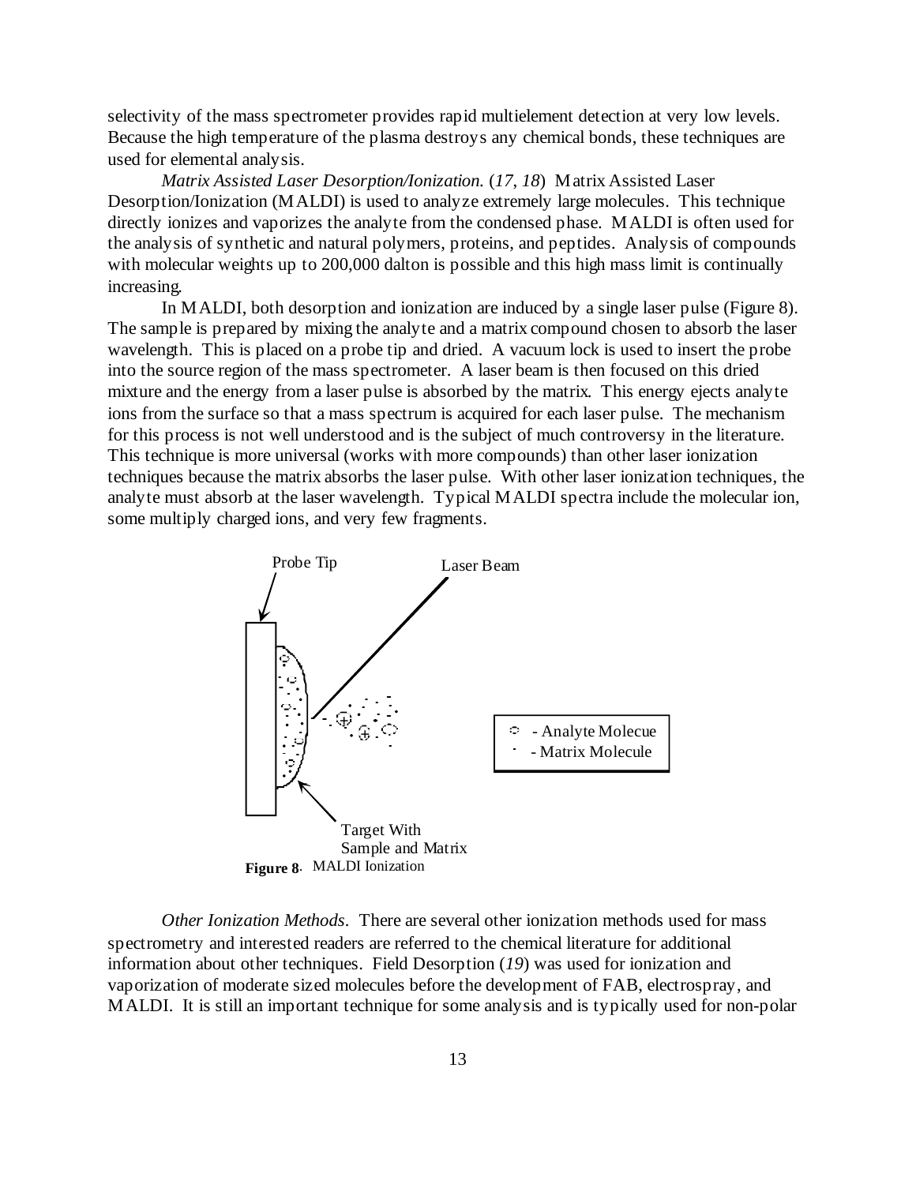selectivity of the mass spectrometer provides rapid multielement detection at very low levels. Because the high temperature of the plasma destroys any chemical bonds, these techniques are used for elemental analysis.

*Matrix Assisted Laser Desorption/Ionization.* (*17, 18*) Matrix Assisted Laser Desorption/Ionization (MALDI) is used to analyze extremely large molecules. This technique directly ionizes and vaporizes the analyte from the condensed phase. MALDI is often used for the analysis of synthetic and natural polymers, proteins, and peptides. Analysis of compounds with molecular weights up to 200,000 dalton is possible and this high mass limit is continually increasing.

In MALDI, both desorption and ionization are induced by a single laser pulse (Figure 8). The sample is prepared by mixing the analyte and a matrix compound chosen to absorb the laser wavelength. This is placed on a probe tip and dried. A vacuum lock is used to insert the probe into the source region of the mass spectrometer. A laser beam is then focused on this dried mixture and the energy from a laser pulse is absorbed by the matrix. This energy ejects analyte ions from the surface so that a mass spectrum is acquired for each laser pulse. The mechanism for this process is not well understood and is the subject of much controversy in the literature. This technique is more universal (works with more compounds) than other laser ionization techniques because the matrix absorbs the laser pulse. With other laser ionization techniques, the analyte must absorb at the laser wavelength. Typical MALDI spectra include the molecular ion, some multiply charged ions, and very few fragments.

Probe Tip

Laser Beam

- Analyte Molecue
- Matrix Molecule

Target With Sample and Matrix

**Figure 8**. MALDI Ionization

*Other Ionization Methods.* There are several other ionization methods used for mass spectrometry and interested readers are referred to the chemical literature for additional information about other techniques. Field Desorption (*19*) was used for ionization and vaporization of moderate sized molecules before the development of FAB, electrospray, and MALDI. It is still an important technique for some analysis and is typically used for non-polar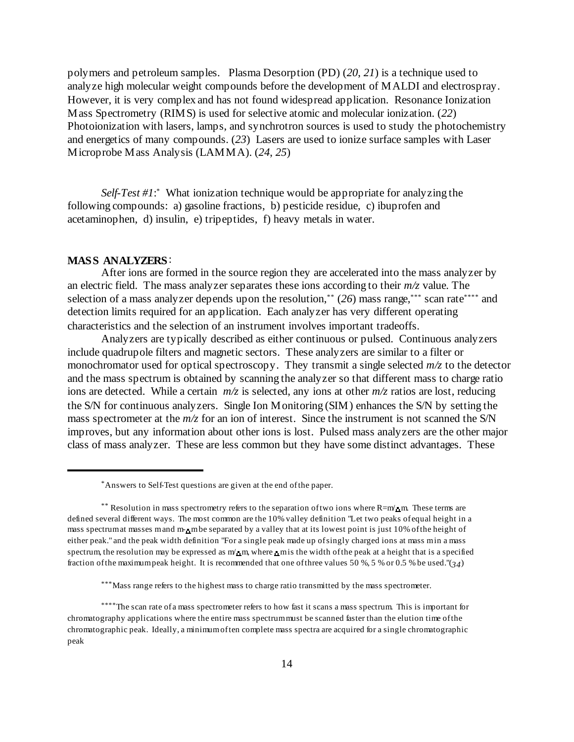polymers and petroleum samples. Plasma Desorption (PD) (*20*, *21*) is a technique used to analyze high molecular weight compounds before the development of MALDI and electrospray. However, it is very complex and has not found widespread application. Resonance Ionization Mass Spectrometry (RIMS) is used for selective atomic and molecular ionization. (*22*) Photoionization with lasers, lamps, and synchrotron sources is used to study the photochemistry and energetics of many compounds. (*23*) Lasers are used to ionize surface samples with Laser Microprobe Mass Analysis (LAMMA). (*24*, *25*)

*Self-Test #1*:[*] What ionization technique would be appropriate for analyzing the following compounds: a) gasoline fractions, b) pesticide residue, c) ibuprofen and acetaminophen, d) insulin, e) tripeptides, f) heavy metals in water.

**MASS ANALYZERS**:

After ions are formed in the source region they are accelerated into the mass analyzer by an electric field. The mass analyzer separates these ions according to their *m/z* value. The selection of a mass analyzer depends upon the resolution,[**] (*26*) mass range,[***] scan rate[****] and detection limits required for an application. Each analyzer has very different operating characteristics and the selection of an instrument involves important tradeoffs.

Analyzers are typically described as either continuous or pulsed. Continuous analyzers include quadrupole filters and magnetic sectors. These analyzers are similar to a filter or monochromator used for optical spectroscopy. They transmit a single selected *m/z* to the detector and the mass spectrum is obtained by scanning the analyzer so that different mass to charge ratio ions are detected. While a certain *m/z* is selected, any ions at other *m/z* ratios are lost, reducing the S/N for continuous analyzers. Single Ion Monitoring (SIM) enhances the S/N by setting the mass spectrometer at the *m/z* for an ion of interest. Since the instrument is not scanned the S/N improves, but any information about other ions is lost. Pulsed mass analyzers are the other major class of mass analyzer. These are less common but they have some distinct advantages. These

---

[*] Answers to Self-Test questions are given at the end of the paper.

[**] Resolution in mass spectrometry refers to the separation of two ions where $R=m/\Delta m$. These terms are defined several different ways. The most common are the 10% valley definition "Let two peaks of equal height in a mass spectrum at masses m and $m-\Delta m$ be separated by a valley that at its lowest point is just 10% of the height of either peak." and the peak width definition "For a single peak made up of singly charged ions at mass m in a mass spectrum, the resolution may be expressed as $m/\Delta m$, where $\Delta m$ is the width of the peak at a height that is a specified fraction of the maximum peak height. It is recommended that one of three values 50 %, 5 % or 0.5 % be used."(*34*)

[***] Mass range refers to the highest mass to charge ratio transmitted by the mass spectrometer.

[****] The scan rate of a mass spectrometer refers to how fast it scans a mass spectrum. This is important for chromatography applications where the entire mass spectrum must be scanned faster than the elution time of the chromatographic peak. Ideally, a minimum of ten complete mass spectra are acquired for a single chromatographic peak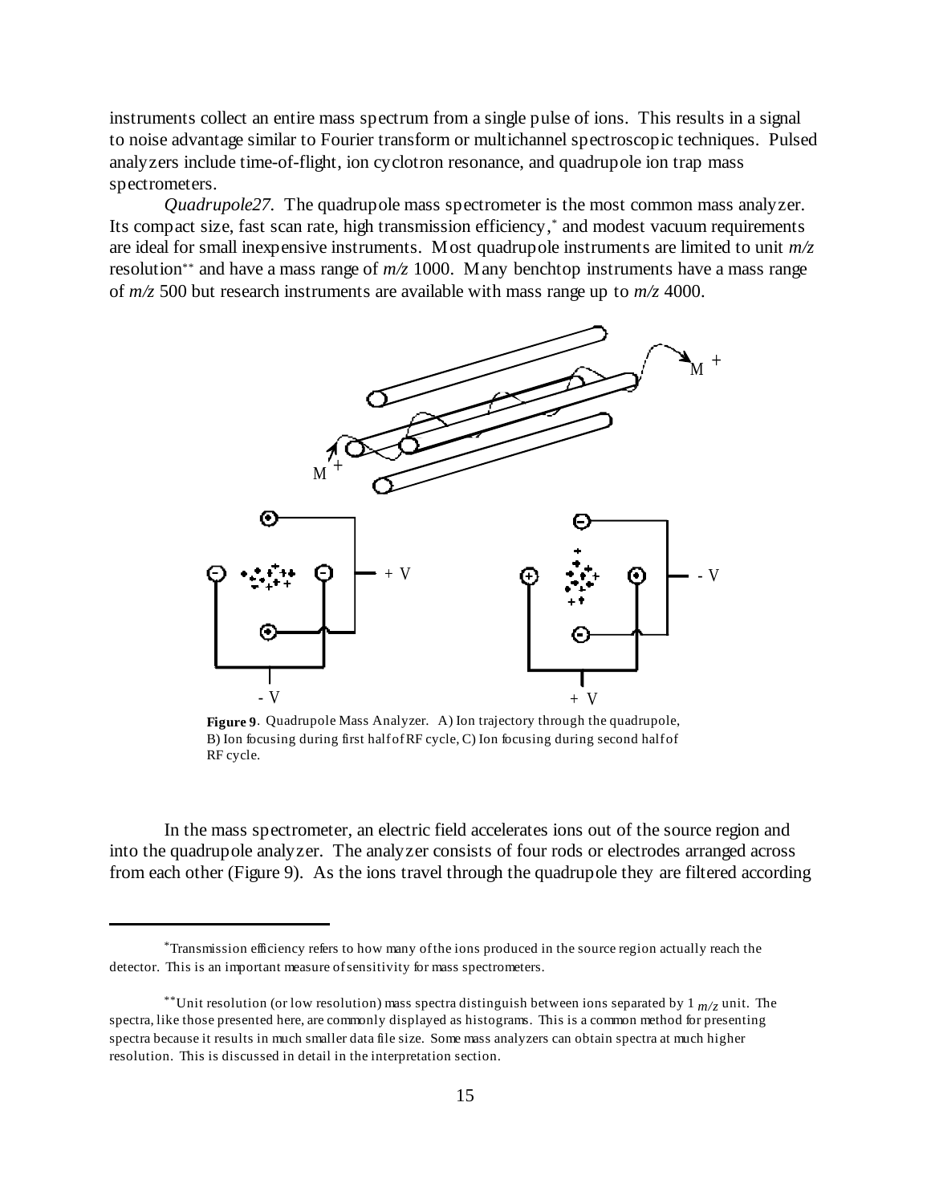instruments collect an entire mass spectrum from a single pulse of ions. This results in a signal to noise advantage similar to Fourier transform or multichannel spectroscopic techniques. Pulsed analyzers include time-of-flight, ion cyclotron resonance, and quadrupole ion trap mass spectrometers.

*Quadrupole27.* The quadrupole mass spectrometer is the most common mass analyzer. Its compact size, fast scan rate, high transmission efficiency,* and modest vacuum requirements are ideal for small inexpensive instruments. Most quadrupole instruments are limited to unit *m/z* resolution** and have a mass range of *m/z* 1000. Many benchtop instruments have a mass range of *m/z* 500 but research instruments are available with mass range up to *m/z* 4000.

**Figure 9**. Quadrupole Mass Analyzer. A) Ion trajectory through the quadrupole, B) Ion focusing during first half of RF cycle, C) Ion focusing during second half of RF cycle.

In the mass spectrometer, an electric field accelerates ions out of the source region and into the quadrupole analyzer. The analyzer consists of four rods or electrodes arranged across from each other (Figure 9). As the ions travel through the quadrupole they are filtered according

---

*Transmission efficiency refers to how many of the ions produced in the source region actually reach the detector. This is an important measure of sensitivity for mass spectrometers.

**Unit resolution (or low resolution) mass spectra distinguish between ions separated by 1 *m/z* unit. The spectra, like those presented here, are commonly displayed as histograms. This is a common method for presenting spectra because it results in much smaller data file size. Some mass analyzers can obtain spectra at much higher resolution. This is discussed in detail in the interpretation section.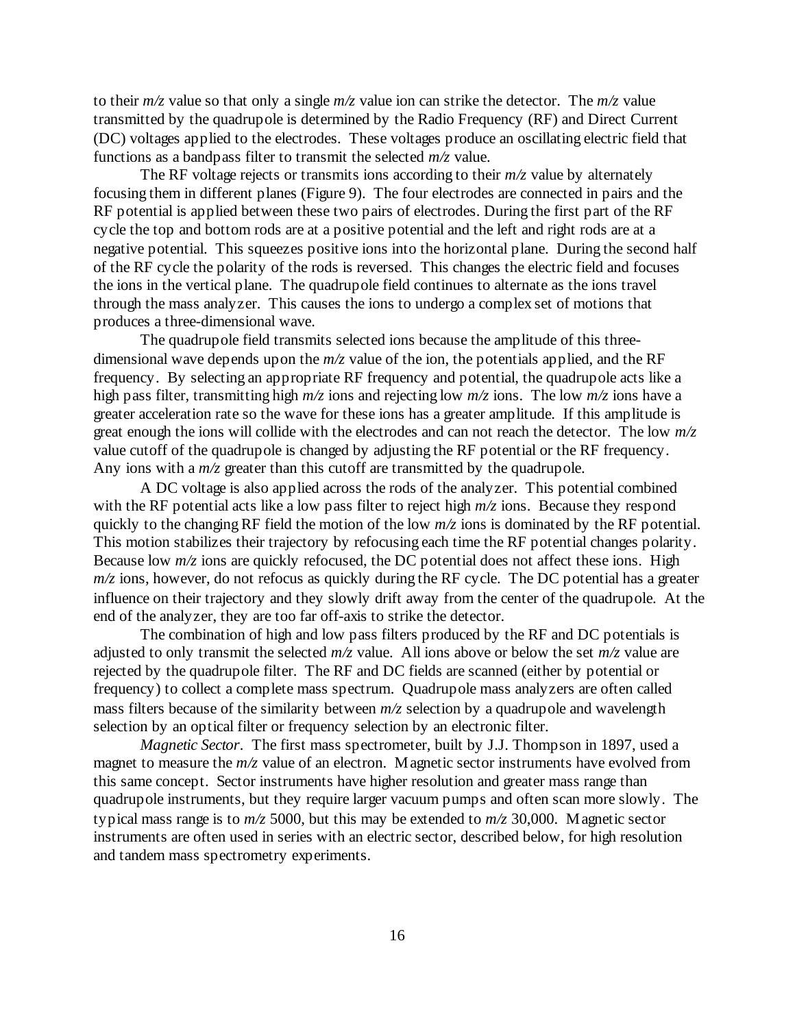to their *m/z* value so that only a single *m/z* value ion can strike the detector. The *m/z* value transmitted by the quadrupole is determined by the Radio Frequency (RF) and Direct Current (DC) voltages applied to the electrodes. These voltages produce an oscillating electric field that functions as a bandpass filter to transmit the selected *m/z* value.

The RF voltage rejects or transmits ions according to their *m/z* value by alternately focusing them in different planes (Figure 9). The four electrodes are connected in pairs and the RF potential is applied between these two pairs of electrodes. During the first part of the RF cycle the top and bottom rods are at a positive potential and the left and right rods are at a negative potential. This squeezes positive ions into the horizontal plane. During the second half of the RF cycle the polarity of the rods is reversed. This changes the electric field and focuses the ions in the vertical plane. The quadrupole field continues to alternate as the ions travel through the mass analyzer. This causes the ions to undergo a complex set of motions that produces a three-dimensional wave.

The quadrupole field transmits selected ions because the amplitude of this three-dimensional wave depends upon the *m/z* value of the ion, the potentials applied, and the RF frequency. By selecting an appropriate RF frequency and potential, the quadrupole acts like a high pass filter, transmitting high *m/z* ions and rejecting low *m/z* ions. The low *m/z* ions have a greater acceleration rate so the wave for these ions has a greater amplitude. If this amplitude is great enough the ions will collide with the electrodes and can not reach the detector. The low *m/z* value cutoff of the quadrupole is changed by adjusting the RF potential or the RF frequency. Any ions with a *m/z* greater than this cutoff are transmitted by the quadrupole.

A DC voltage is also applied across the rods of the analyzer. This potential combined with the RF potential acts like a low pass filter to reject high *m/z* ions. Because they respond quickly to the changing RF field the motion of the low *m/z* ions is dominated by the RF potential. This motion stabilizes their trajectory by refocusing each time the RF potential changes polarity. Because low *m/z* ions are quickly refocused, the DC potential does not affect these ions. High *m/z* ions, however, do not refocus as quickly during the RF cycle. The DC potential has a greater influence on their trajectory and they slowly drift away from the center of the quadrupole. At the end of the analyzer, they are too far off-axis to strike the detector.

The combination of high and low pass filters produced by the RF and DC potentials is adjusted to only transmit the selected *m/z* value. All ions above or below the set *m/z* value are rejected by the quadrupole filter. The RF and DC fields are scanned (either by potential or frequency) to collect a complete mass spectrum. Quadrupole mass analyzers are often called mass filters because of the similarity between *m/z* selection by a quadrupole and wavelength selection by an optical filter or frequency selection by an electronic filter.

*Magnetic Sector*. The first mass spectrometer, built by J.J. Thompson in 1897, used a magnet to measure the *m/z* value of an electron. Magnetic sector instruments have evolved from this same concept. Sector instruments have higher resolution and greater mass range than quadrupole instruments, but they require larger vacuum pumps and often scan more slowly. The typical mass range is to *m/z* 5000, but this may be extended to *m/z* 30,000. Magnetic sector instruments are often used in series with an electric sector, described below, for high resolution and tandem mass spectrometry experiments.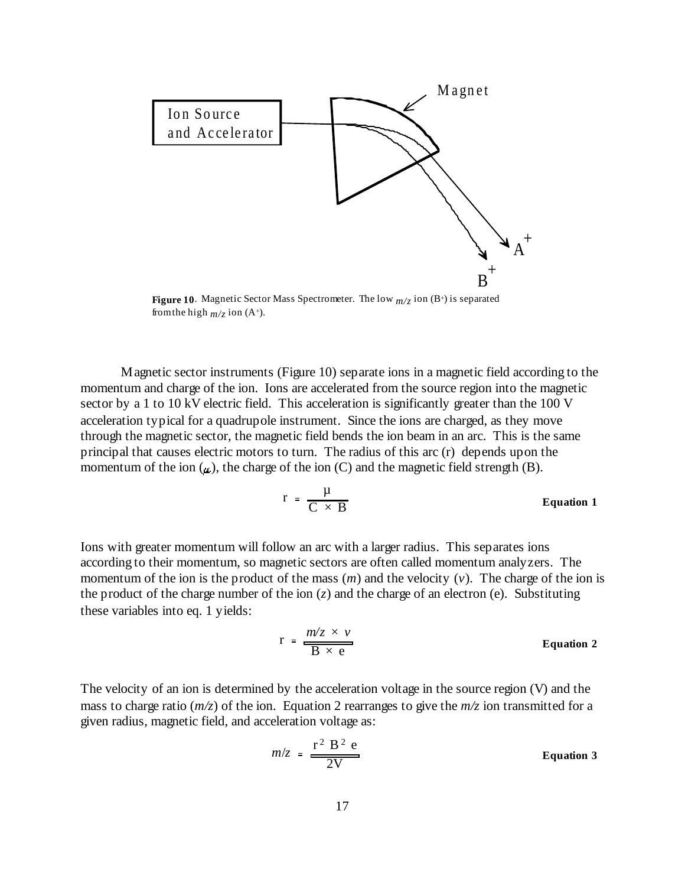Ion Source and Accelerator

Magnet

$A^+$

$B^+$

**Figure 10**. Magnetic Sector Mass Spectrometer. The low $m/z$ ion ($B^+$) is separated from the high $m/z$ ion ($A^+$).

Magnetic sector instruments (Figure 10) separate ions in a magnetic field according to the momentum and charge of the ion. Ions are accelerated from the source region into the magnetic sector by a 1 to 10 kV electric field. This acceleration is significantly greater than the 100 V acceleration typical for a quadrupole instrument. Since the ions are charged, as they move through the magnetic sector, the magnetic field bends the ion beam in an arc. This is the same principal that causes electric motors to turn. The radius of this arc (r) depends upon the momentum of the ion ($\mu$), the charge of the ion (C) and the magnetic field strength (B).

$$r = \frac{\mu}{C \times B} \qquad \textbf{Equation 1}$$

Ions with greater momentum will follow an arc with a larger radius. This separates ions according to their momentum, so magnetic sectors are often called momentum analyzers. The momentum of the ion is the product of the mass ($m$) and the velocity ($v$). The charge of the ion is the product of the charge number of the ion ($z$) and the charge of an electron (e). Substituting these variables into eq. 1 yields:

$$r = \frac{m/z \times v}{B \times e} \qquad \textbf{Equation 2}$$

The velocity of an ion is determined by the acceleration voltage in the source region (V) and the mass to charge ratio ($m/z$) of the ion. Equation 2 rearranges to give the $m/z$ ion transmitted for a given radius, magnetic field, and acceleration voltage as:

$$m/z = \frac{r^2 B^2 e}{2V} \qquad \textbf{Equation 3}$$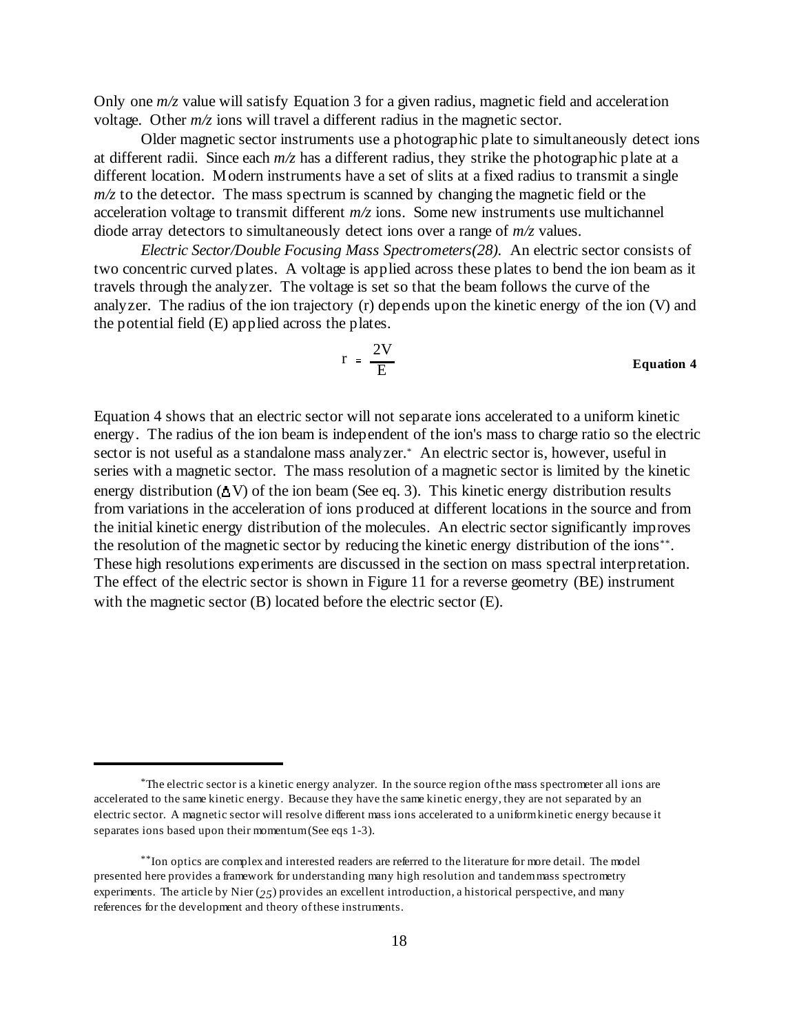Only one *m/z* value will satisfy Equation 3 for a given radius, magnetic field and acceleration voltage. Other *m/z* ions will travel a different radius in the magnetic sector.

Older magnetic sector instruments use a photographic plate to simultaneously detect ions at different radii. Since each *m/z* has a different radius, they strike the photographic plate at a different location. Modern instruments have a set of slits at a fixed radius to transmit a single *m/z* to the detector. The mass spectrum is scanned by changing the magnetic field or the acceleration voltage to transmit different *m/z* ions. Some new instruments use multichannel diode array detectors to simultaneously detect ions over a range of *m/z* values.

*Electric Sector/Double Focusing Mass Spectrometers(28).* An electric sector consists of two concentric curved plates. A voltage is applied across these plates to bend the ion beam as it travels through the analyzer. The voltage is set so that the beam follows the curve of the analyzer. The radius of the ion trajectory (r) depends upon the kinetic energy of the ion (V) and the potential field (E) applied across the plates.

$$r = \frac{2V}{E} \qquad \textbf{Equation 4}$$

Equation 4 shows that an electric sector will not separate ions accelerated to a uniform kinetic energy. The radius of the ion beam is independent of the ion's mass to charge ratio so the electric sector is not useful as a standalone mass analyzer.* An electric sector is, however, useful in series with a magnetic sector. The mass resolution of a magnetic sector is limited by the kinetic energy distribution ($\Delta V$) of the ion beam (See eq. 3). This kinetic energy distribution results from variations in the acceleration of ions produced at different locations in the source and from the initial kinetic energy distribution of the molecules. An electric sector significantly improves the resolution of the magnetic sector by reducing the kinetic energy distribution of the ions**. These high resolutions experiments are discussed in the section on mass spectral interpretation. The effect of the electric sector is shown in Figure 11 for a reverse geometry (BE) instrument with the magnetic sector (B) located before the electric sector (E).

---

*The electric sector is a kinetic energy analyzer. In the source region of the mass spectrometer all ions are accelerated to the same kinetic energy. Because they have the same kinetic energy, they are not separated by an electric sector. A magnetic sector will resolve different mass ions accelerated to a uniform kinetic energy because it separates ions based upon their momentum (See eqs 1-3).

**Ion optics are complex and interested readers are referred to the literature for more detail. The model presented here provides a framework for understanding many high resolution and tandem mass spectrometry experiments. The article by Nier (25) provides an excellent introduction, a historical perspective, and many references for the development and theory of these instruments.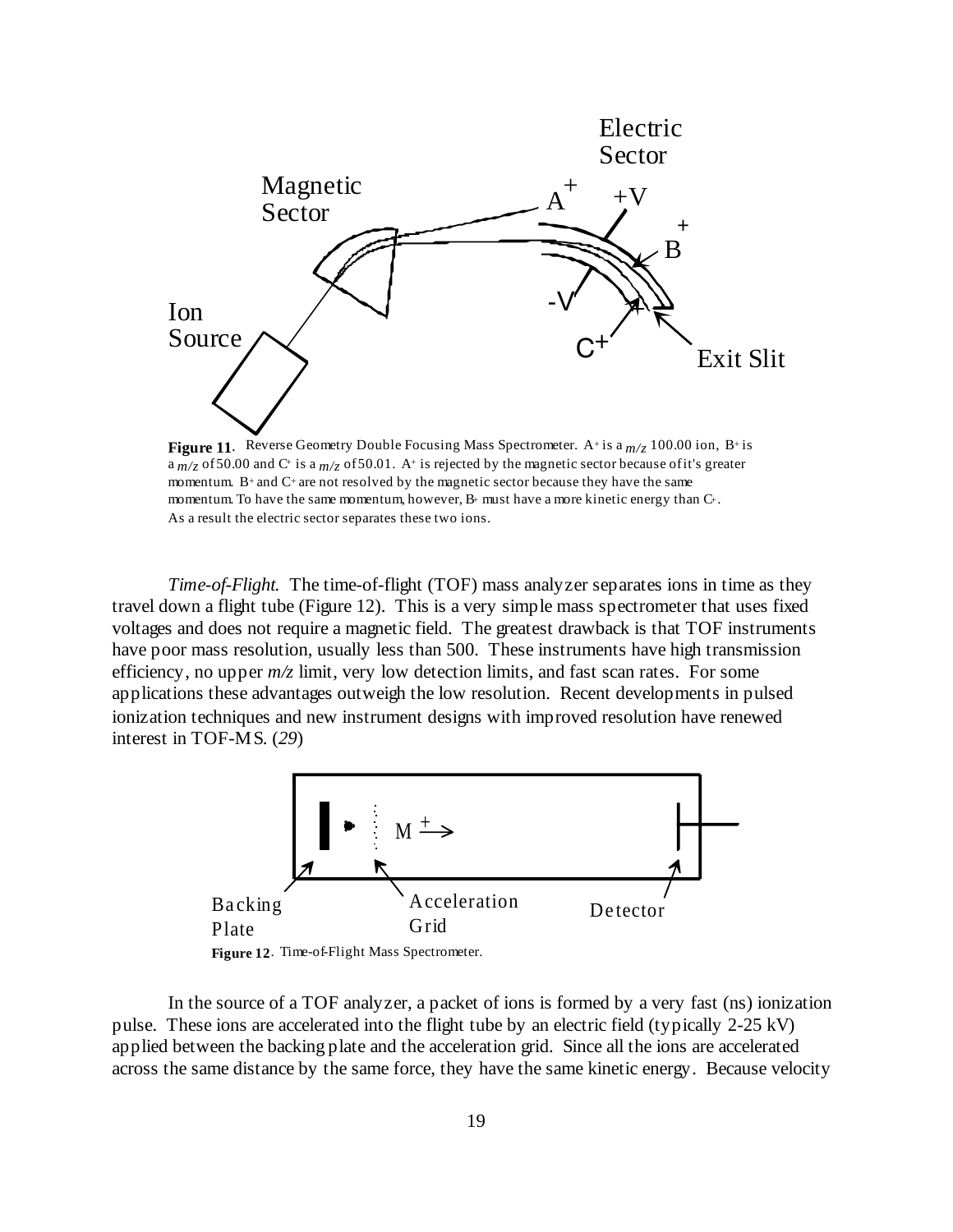**Figure 11**. Reverse Geometry Double Focusing Mass Spectrometer. $A^+$ is a $m/z$ 100.00 ion, $B^+$ is a $m/z$ of 50.00 and $C^+$ is a $m/z$ of 50.01. $A^+$ is rejected by the magnetic sector because of it's greater momentum. $B^+$ and $C^+$ are not resolved by the magnetic sector because they have the same momentum. To have the same momentum, however, $B^+$ must have a more kinetic energy than $C^+$. As a result the electric sector separates these two ions.

*Time-of-Flight.* The time-of-flight (TOF) mass analyzer separates ions in time as they travel down a flight tube (Figure 12). This is a very simple mass spectrometer that uses fixed voltages and does not require a magnetic field. The greatest drawback is that TOF instruments have poor mass resolution, usually less than 500. These instruments have high transmission efficiency, no upper *m/z* limit, very low detection limits, and fast scan rates. For some applications these advantages outweigh the low resolution. Recent developments in pulsed ionization techniques and new instrument designs with improved resolution have renewed interest in TOF-MS. (*29*)

**Figure 12**. Time-of-Flight Mass Spectrometer.

In the source of a TOF analyzer, a packet of ions is formed by a very fast (ns) ionization pulse. These ions are accelerated into the flight tube by an electric field (typically 2-25 kV) applied between the backing plate and the acceleration grid. Since all the ions are accelerated across the same distance by the same force, they have the same kinetic energy. Because velocity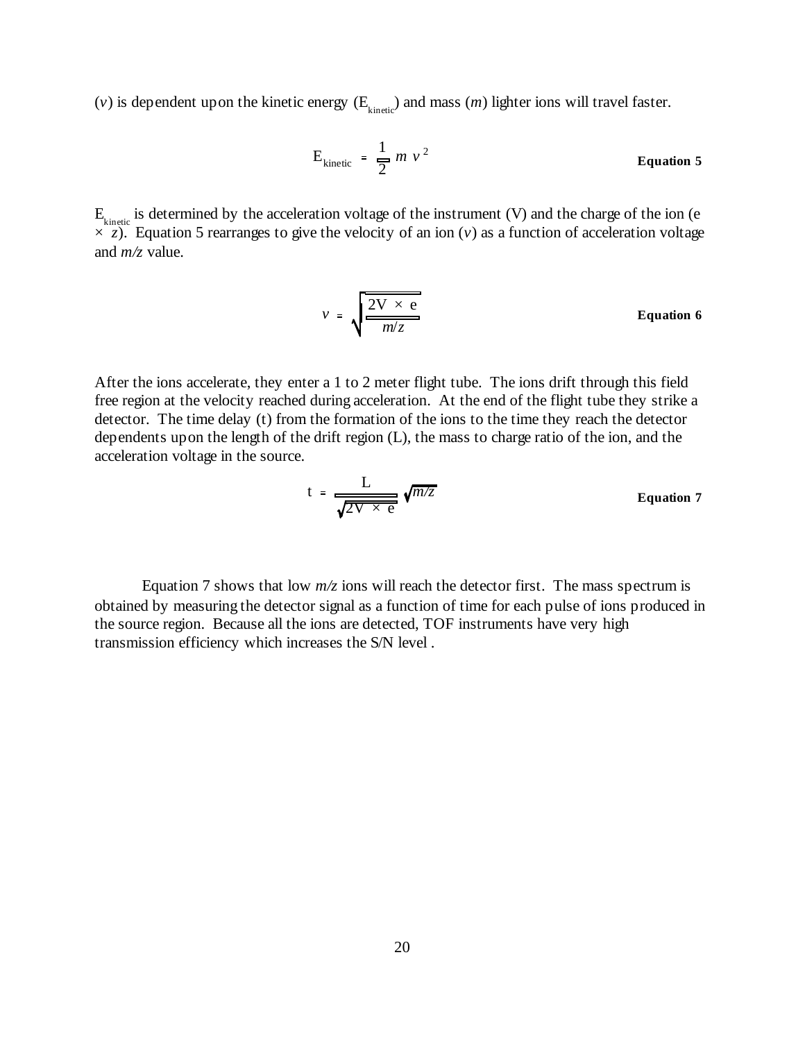($v$) is dependent upon the kinetic energy ($E_{kinetic}$) and mass ($m$) lighter ions will travel faster.

$$E_{kinetic} = \frac{1}{2} m v^2 \qquad \textbf{Equation 5}$$

$E_{kinetic}$ is determined by the acceleration voltage of the instrument (V) and the charge of the ion (e × $z$). Equation 5 rearranges to give the velocity of an ion ($v$) as a function of acceleration voltage and $m/z$ value.

$$v = \sqrt{\frac{2V \times e}{m/z}} \qquad \textbf{Equation 6}$$

After the ions accelerate, they enter a 1 to 2 meter flight tube. The ions drift through this field free region at the velocity reached during acceleration. At the end of the flight tube they strike a detector. The time delay (t) from the formation of the ions to the time they reach the detector dependents upon the length of the drift region (L), the mass to charge ratio of the ion, and the acceleration voltage in the source.

$$t = \frac{L}{\sqrt{2V \times e}} \sqrt{m/z} \qquad \textbf{Equation 7}$$

Equation 7 shows that low $m/z$ ions will reach the detector first. The mass spectrum is obtained by measuring the detector signal as a function of time for each pulse of ions produced in the source region. Because all the ions are detected, TOF instruments have very high transmission efficiency which increases the S/N level .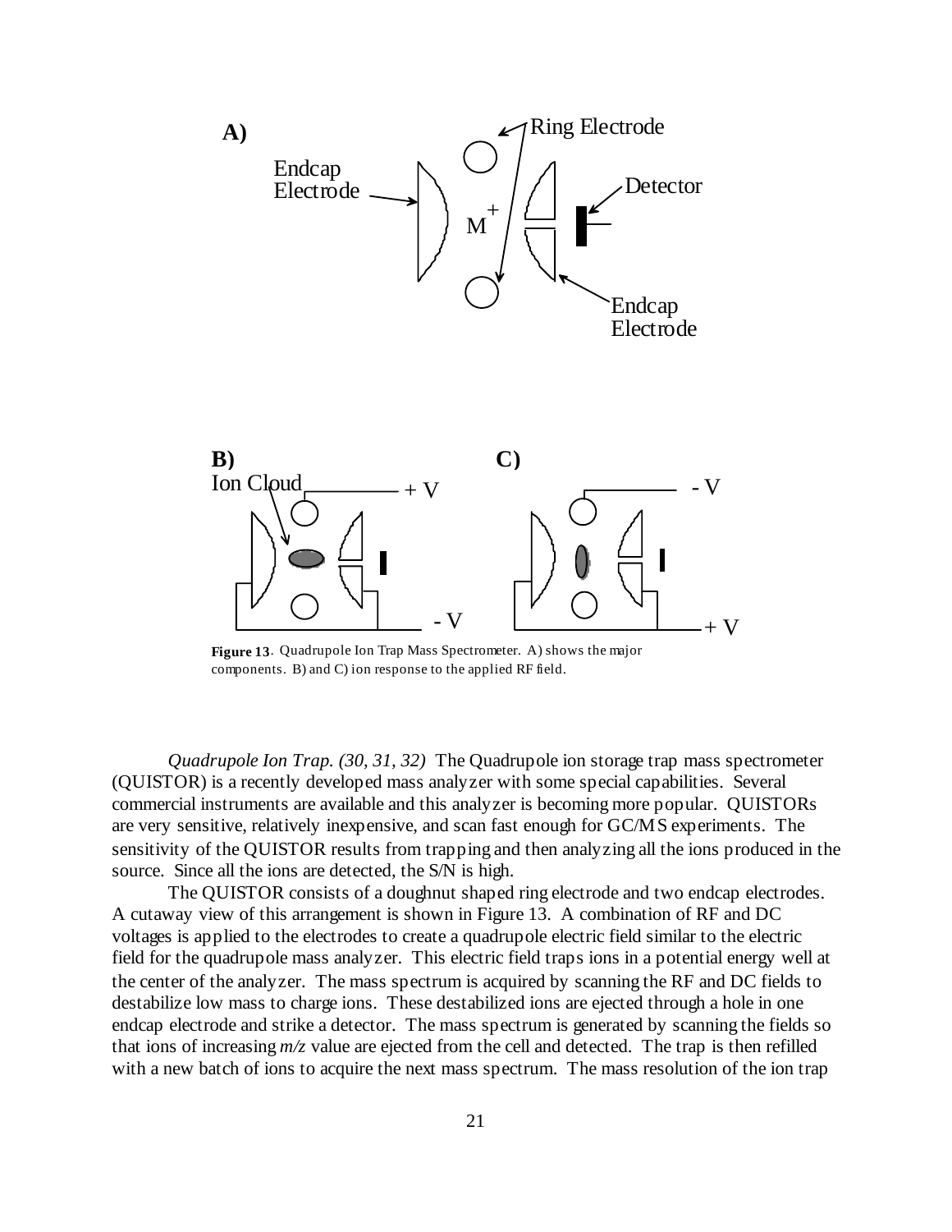**Figure 13**. Quadrupole Ion Trap Mass Spectrometer. A) shows the major components. B) and C) ion response to the applied RF field.

*Quadrupole Ion Trap. (30, 31, 32)* The Quadrupole ion storage trap mass spectrometer (QUISTOR) is a recently developed mass analyzer with some special capabilities. Several commercial instruments are available and this analyzer is becoming more popular. QUISTORs are very sensitive, relatively inexpensive, and scan fast enough for GC/MS experiments. The sensitivity of the QUISTOR results from trapping and then analyzing all the ions produced in the source. Since all the ions are detected, the S/N is high.

The QUISTOR consists of a doughnut shaped ring electrode and two endcap electrodes. A cutaway view of this arrangement is shown in Figure 13. A combination of RF and DC voltages is applied to the electrodes to create a quadrupole electric field similar to the electric field for the quadrupole mass analyzer. This electric field traps ions in a potential energy well at the center of the analyzer. The mass spectrum is acquired by scanning the RF and DC fields to destabilize low mass to charge ions. These destabilized ions are ejected through a hole in one endcap electrode and strike a detector. The mass spectrum is generated by scanning the fields so that ions of increasing *m/z* value are ejected from the cell and detected. The trap is then refilled with a new batch of ions to acquire the next mass spectrum. The mass resolution of the ion trap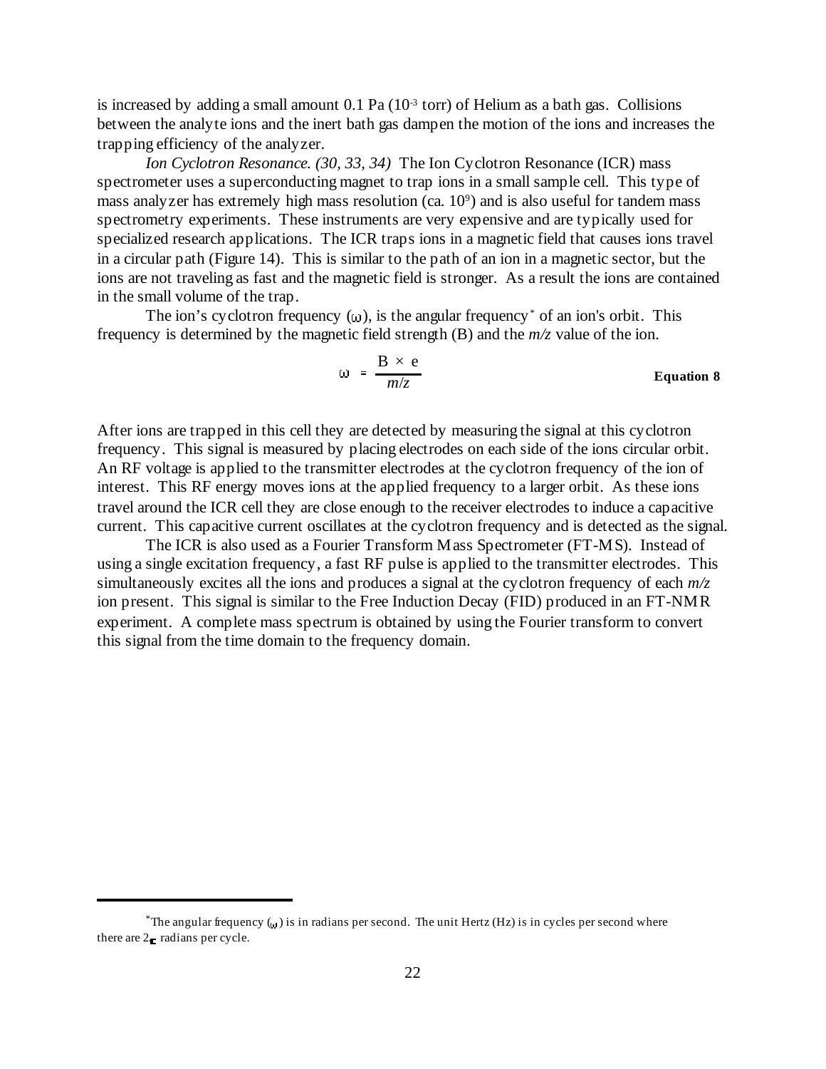is increased by adding a small amount 0.1 Pa ($10^{-3}$ torr) of Helium as a bath gas. Collisions between the analyte ions and the inert bath gas dampen the motion of the ions and increases the trapping efficiency of the analyzer.

*Ion Cyclotron Resonance. (30, 33, 34)* The Ion Cyclotron Resonance (ICR) mass spectrometer uses a superconducting magnet to trap ions in a small sample cell. This type of mass analyzer has extremely high mass resolution (ca. $10^9$) and is also useful for tandem mass spectrometry experiments. These instruments are very expensive and are typically used for specialized research applications. The ICR traps ions in a magnetic field that causes ions travel in a circular path (Figure 14). This is similar to the path of an ion in a magnetic sector, but the ions are not traveling as fast and the magnetic field is stronger. As a result the ions are contained in the small volume of the trap.

The ion's cyclotron frequency ($\omega$), is the angular frequency* of an ion's orbit. This frequency is determined by the magnetic field strength (B) and the *m/z* value of the ion.

$$\omega = \frac{B \times e}{m/z} \qquad \textbf{Equation 8}$$

After ions are trapped in this cell they are detected by measuring the signal at this cyclotron frequency. This signal is measured by placing electrodes on each side of the ions circular orbit. An RF voltage is applied to the transmitter electrodes at the cyclotron frequency of the ion of interest. This RF energy moves ions at the applied frequency to a larger orbit. As these ions travel around the ICR cell they are close enough to the receiver electrodes to induce a capacitive current. This capacitive current oscillates at the cyclotron frequency and is detected as the signal.

The ICR is also used as a Fourier Transform Mass Spectrometer (FT-MS). Instead of using a single excitation frequency, a fast RF pulse is applied to the transmitter electrodes. This simultaneously excites all the ions and produces a signal at the cyclotron frequency of each *m/z* ion present. This signal is similar to the Free Induction Decay (FID) produced in an FT-NMR experiment. A complete mass spectrum is obtained by using the Fourier transform to convert this signal from the time domain to the frequency domain.

---

*The angular frequency ($\omega$) is in radians per second. The unit Hertz (Hz) is in cycles per second where there are $2\pi$ radians per cycle.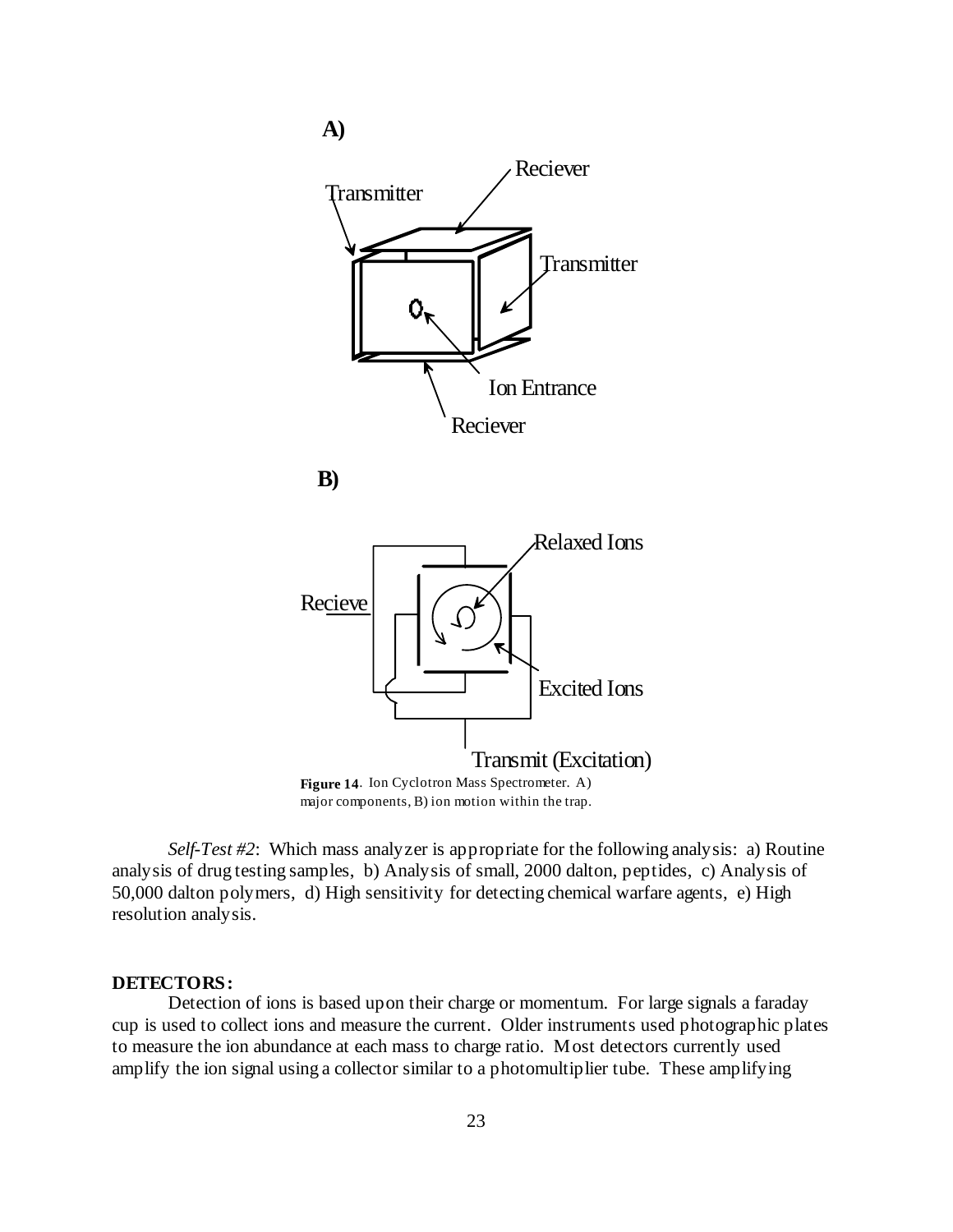**Figure 14**. Ion Cyclotron Mass Spectrometer. A) major components, B) ion motion within the trap.

*Self-Test #2*: Which mass analyzer is appropriate for the following analysis: a) Routine analysis of drug testing samples, b) Analysis of small, 2000 dalton, peptides, c) Analysis of 50,000 dalton polymers, d) High sensitivity for detecting chemical warfare agents, e) High resolution analysis.

**DETECTORS:**

Detection of ions is based upon their charge or momentum. For large signals a faraday cup is used to collect ions and measure the current. Older instruments used photographic plates to measure the ion abundance at each mass to charge ratio. Most detectors currently used amplify the ion signal using a collector similar to a photomultiplier tube. These amplifying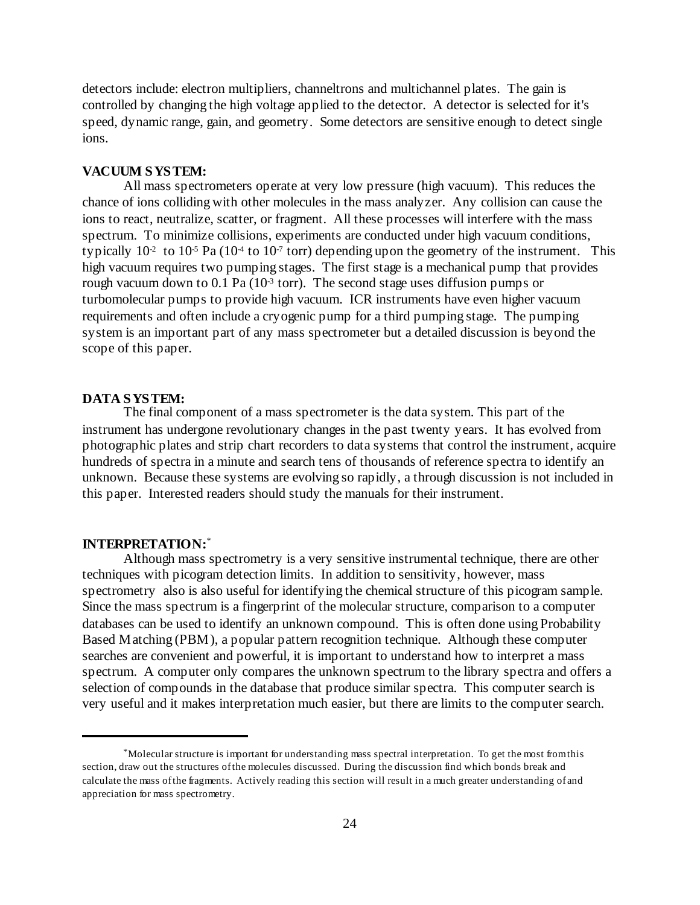detectors include: electron multipliers, channeltrons and multichannel plates. The gain is controlled by changing the high voltage applied to the detector. A detector is selected for it's speed, dynamic range, gain, and geometry. Some detectors are sensitive enough to detect single ions.

**VACUUM SYSTEM:**

All mass spectrometers operate at very low pressure (high vacuum). This reduces the chance of ions colliding with other molecules in the mass analyzer. Any collision can cause the ions to react, neutralize, scatter, or fragment. All these processes will interfere with the mass spectrum. To minimize collisions, experiments are conducted under high vacuum conditions, typically $10^{-2}$ to $10^{-5}$ Pa ($10^{-4}$ to $10^{-7}$ torr) depending upon the geometry of the instrument. This high vacuum requires two pumping stages. The first stage is a mechanical pump that provides rough vacuum down to 0.1 Pa ($10^{-3}$ torr). The second stage uses diffusion pumps or turbomolecular pumps to provide high vacuum. ICR instruments have even higher vacuum requirements and often include a cryogenic pump for a third pumping stage. The pumping system is an important part of any mass spectrometer but a detailed discussion is beyond the scope of this paper.

**DATA SYSTEM:**

The final component of a mass spectrometer is the data system. This part of the instrument has undergone revolutionary changes in the past twenty years. It has evolved from photographic plates and strip chart recorders to data systems that control the instrument, acquire hundreds of spectra in a minute and search tens of thousands of reference spectra to identify an unknown. Because these systems are evolving so rapidly, a through discussion is not included in this paper. Interested readers should study the manuals for their instrument.

**INTERPRETATION:**[*]

Although mass spectrometry is a very sensitive instrumental technique, there are other techniques with picogram detection limits. In addition to sensitivity, however, mass spectrometry also is also useful for identifying the chemical structure of this picogram sample. Since the mass spectrum is a fingerprint of the molecular structure, comparison to a computer databases can be used to identify an unknown compound. This is often done using Probability Based Matching (PBM), a popular pattern recognition technique. Although these computer searches are convenient and powerful, it is important to understand how to interpret a mass spectrum. A computer only compares the unknown spectrum to the library spectra and offers a selection of compounds in the database that produce similar spectra. This computer search is very useful and it makes interpretation much easier, but there are limits to the computer search.

---

[*]Molecular structure is important for understanding mass spectral interpretation. To get the most from this section, draw out the structures of the molecules discussed. During the discussion find which bonds break and calculate the mass of the fragments. Actively reading this section will result in a much greater understanding of and appreciation for mass spectrometry.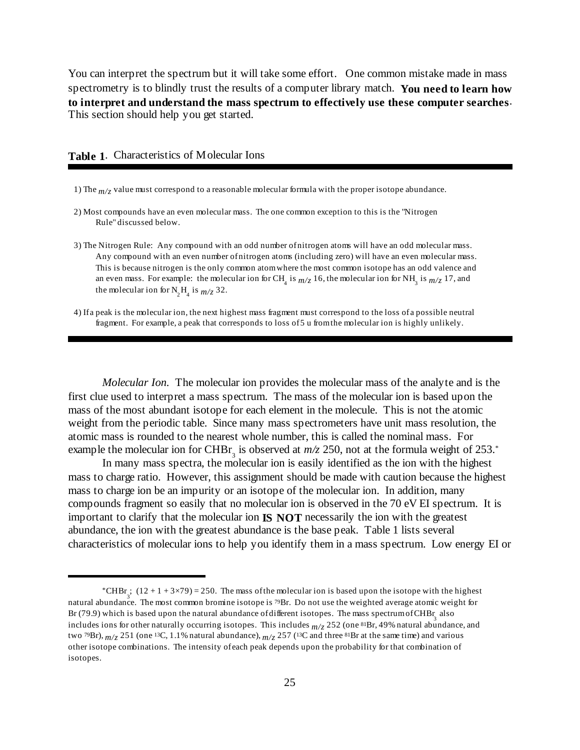You can interpret the spectrum but it will take some effort. One common mistake made in mass spectrometry is to blindly trust the results of a computer library match. **You need to learn how to interpret and understand the mass spectrum to effectively use these computer searches**. This section should help you get started.

**Table 1**. Characteristics of Molecular Ions

1) The $m/z$ value must correspond to a reasonable molecular formula with the proper isotope abundance.

2) Most compounds have an even molecular mass. The one common exception to this is the "Nitrogen Rule" discussed below.

3) The Nitrogen Rule: Any compound with an odd number of nitrogen atoms will have an odd molecular mass. Any compound with an even number of nitrogen atoms (including zero) will have an even molecular mass. This is because nitrogen is the only common atom where the most common isotope has an odd valence and an even mass. For example: the molecular ion for $CH_4$ is $m/z$ 16, the molecular ion for $NH_3$ is $m/z$ 17, and the molecular ion for $N_2H_4$ is $m/z$ 32.

4) If a peak is the molecular ion, the next highest mass fragment must correspond to the loss of a possible neutral fragment. For example, a peak that corresponds to loss of 5 u from the molecular ion is highly unlikely.

*Molecular Ion.* The molecular ion provides the molecular mass of the analyte and is the first clue used to interpret a mass spectrum. The mass of the molecular ion is based upon the mass of the most abundant isotope for each element in the molecule. This is not the atomic weight from the periodic table. Since many mass spectrometers have unit mass resolution, the atomic mass is rounded to the nearest whole number, this is called the nominal mass. For example the molecular ion for $CHBr_3$ is observed at $m/z$ 250, not at the formula weight of 253.*

In many mass spectra, the molecular ion is easily identified as the ion with the highest mass to charge ratio. However, this assignment should be made with caution because the highest mass to charge ion be an impurity or an isotope of the molecular ion. In addition, many compounds fragment so easily that no molecular ion is observed in the 70 eV EI spectrum. It is important to clarify that the molecular ion **IS NOT** necessarily the ion with the greatest abundance, the ion with the greatest abundance is the base peak. Table 1 lists several characteristics of molecular ions to help you identify them in a mass spectrum. Low energy EI or

---

*$CHBr_3$; $(12 + 1 + 3\times79) = 250$. The mass of the molecular ion is based upon the isotope with the highest natural abundance. The most common bromine isotope is $^{79}Br$. Do not use the weighted average atomic weight for Br (79.9) which is based upon the natural abundance of different isotopes. The mass spectrum of $CHBr_3$ also includes ions for other naturally occurring isotopes. This includes $m/z$ 252 (one $^{81}Br$, 49% natural abundance, and two $^{79}Br$), $m/z$ 251 (one $^{13}C$, 1.1% natural abundance), $m/z$ 257 ($^{13}C$ and three $^{81}Br$ at the same time) and various other isotope combinations. The intensity of each peak depends upon the probability for that combination of isotopes.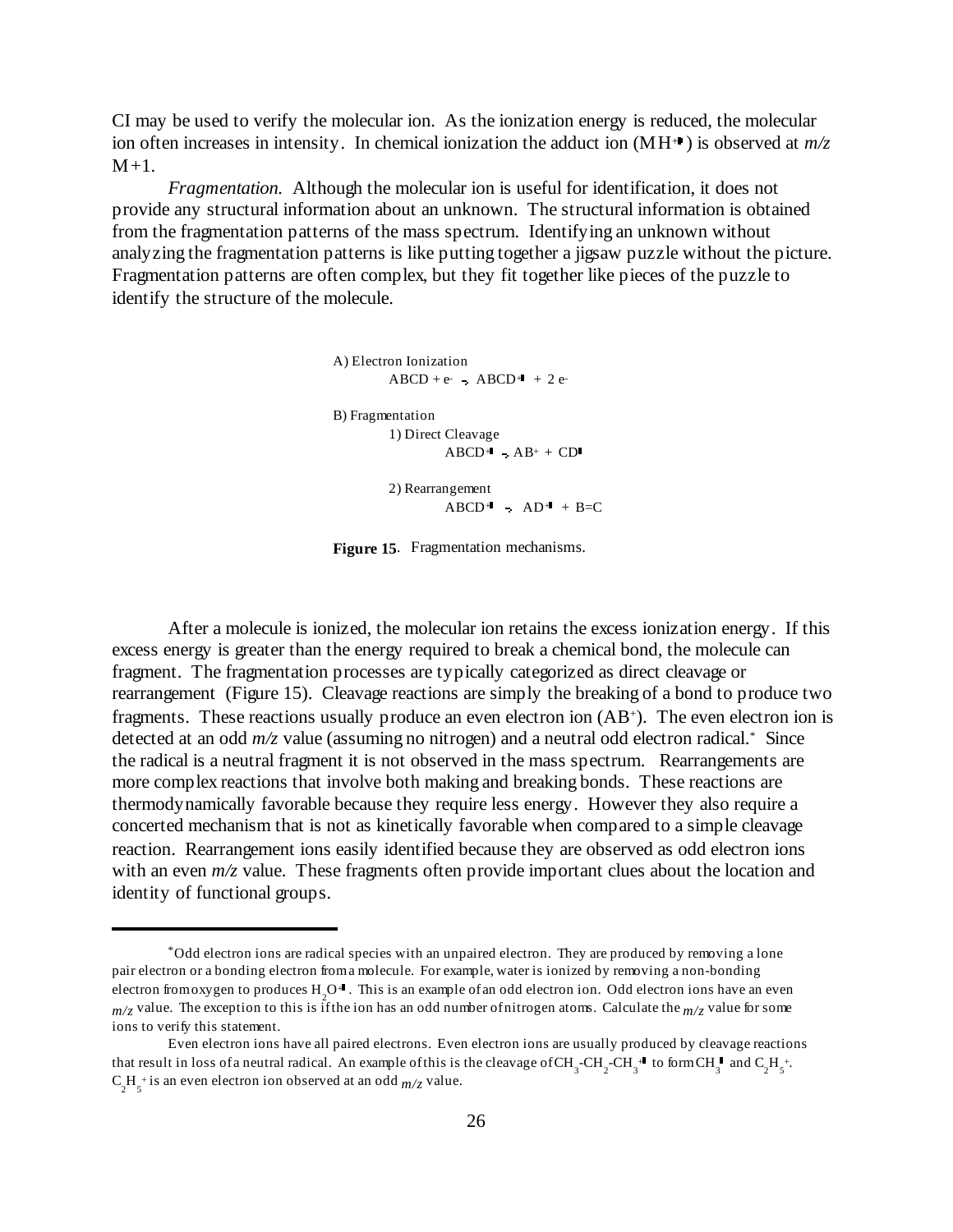CI may be used to verify the molecular ion. As the ionization energy is reduced, the molecular ion often increases in intensity. In chemical ionization the adduct ion ($MH^{+\bullet}$) is observed at *m/z* M+1.

*Fragmentation.* Although the molecular ion is useful for identification, it does not provide any structural information about an unknown. The structural information is obtained from the fragmentation patterns of the mass spectrum. Identifying an unknown without analyzing the fragmentation patterns is like putting together a jigsaw puzzle without the picture. Fragmentation patterns are often complex, but they fit together like pieces of the puzzle to identify the structure of the molecule.

A) Electron Ionization

$$ABCD + e^- \rightarrow ABCD^{+\bullet} + 2\,e^-$$

B) Fragmentation

1) Direct Cleavage

$$ABCD^{+\bullet} \rightarrow AB^+ + CD^\bullet$$

2) Rearrangement

$$ABCD^{+\bullet} \rightarrow AD^{+\bullet} + B{=}C$$

**Figure 15**. Fragmentation mechanisms.

After a molecule is ionized, the molecular ion retains the excess ionization energy. If this excess energy is greater than the energy required to break a chemical bond, the molecule can fragment. The fragmentation processes are typically categorized as direct cleavage or rearrangement (Figure 15). Cleavage reactions are simply the breaking of a bond to produce two fragments. These reactions usually produce an even electron ion ($AB^+$). The even electron ion is detected at an odd *m/z* value (assuming no nitrogen) and a neutral odd electron radical.* Since the radical is a neutral fragment it is not observed in the mass spectrum. Rearrangements are more complex reactions that involve both making and breaking bonds. These reactions are thermodynamically favorable because they require less energy. However they also require a concerted mechanism that is not as kinetically favorable when compared to a simple cleavage reaction. Rearrangement ions easily identified because they are observed as odd electron ions with an even *m/z* value. These fragments often provide important clues about the location and identity of functional groups.

---

*Odd electron ions are radical species with an unpaired electron. They are produced by removing a lone pair electron or a bonding electron from a molecule. For example, water is ionized by removing a non-bonding electron from oxygen to produces $H_2O^{+\bullet}$. This is an example of an odd electron ion. Odd electron ions have an even *m/z* value. The exception to this is if the ion has an odd number of nitrogen atoms. Calculate the *m/z* value for some ions to verify this statement.

Even electron ions have all paired electrons. Even electron ions are usually produced by cleavage reactions that result in loss of a neutral radical. An example of this is the cleavage of $CH_3\text{-}CH_2\text{-}CH_3^{+\bullet}$ to form $CH_3^\bullet$ and $C_2H_5^+$. $C_2H_5^+$ is an even electron ion observed at an odd *m/z* value.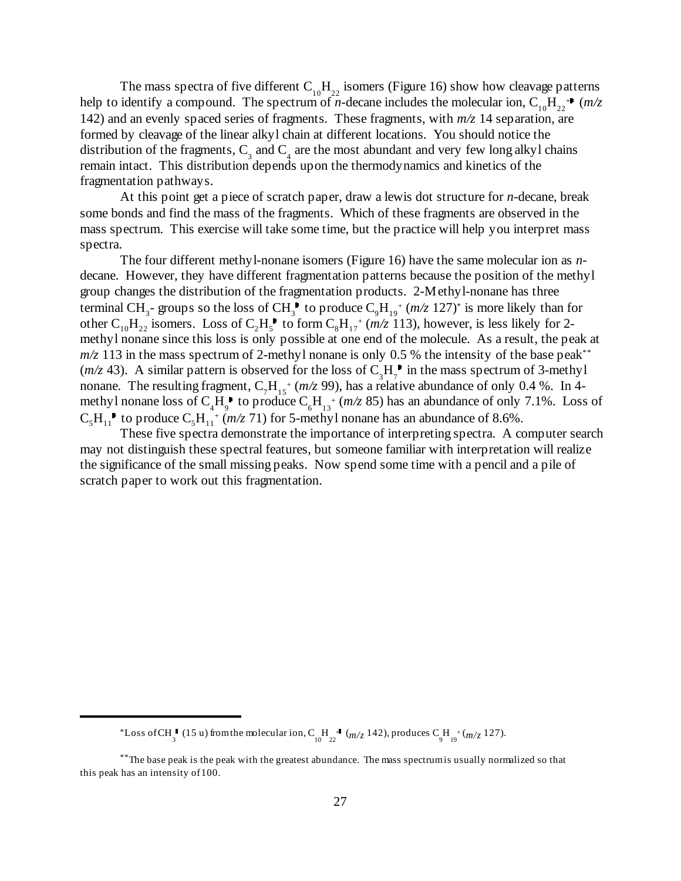The mass spectra of five different $C_{10}H_{22}$ isomers (Figure 16) show how cleavage patterns help to identify a compound. The spectrum of *n*-decane includes the molecular ion, $C_{10}H_{22}^{+\bullet}$ (*m/z* 142) and an evenly spaced series of fragments. These fragments, with *m/z* 14 separation, are formed by cleavage of the linear alkyl chain at different locations. You should notice the distribution of the fragments, $C_3$ and $C_4$ are the most abundant and very few long alkyl chains remain intact. This distribution depends upon the thermodynamics and kinetics of the fragmentation pathways.

At this point get a piece of scratch paper, draw a lewis dot structure for *n*-decane, break some bonds and find the mass of the fragments. Which of these fragments are observed in the mass spectrum. This exercise will take some time, but the practice will help you interpret mass spectra.

The four different methyl-nonane isomers (Figure 16) have the same molecular ion as *n*-decane. However, they have different fragmentation patterns because the position of the methyl group changes the distribution of the fragmentation products. 2-Methyl-nonane has three terminal $CH_3$- groups so the loss of $CH_3^{\bullet}$ to produce $C_9H_{19}^{+}$ (*m/z* 127)* is more likely than for other $C_{10}H_{22}$ isomers. Loss of $C_2H_5^{\bullet}$ to form $C_8H_{17}^{+}$ (*m/z* 113), however, is less likely for 2-methyl nonane since this loss is only possible at one end of the molecule. As a result, the peak at *m/z* 113 in the mass spectrum of 2-methyl nonane is only 0.5 % the intensity of the base peak** (*m/z* 43). A similar pattern is observed for the loss of $C_3H_7^{\bullet}$ in the mass spectrum of 3-methyl nonane. The resulting fragment, $C_7H_{15}^{+}$ (*m/z* 99), has a relative abundance of only 0.4 %. In 4-methyl nonane loss of $C_4H_9^{\bullet}$ to produce $C_6H_{13}^{+}$ (*m/z* 85) has an abundance of only 7.1%. Loss of $C_5H_{11}^{\bullet}$ to produce $C_5H_{11}^{+}$ (*m/z* 71) for 5-methyl nonane has an abundance of 8.6%.

These five spectra demonstrate the importance of interpreting spectra. A computer search may not distinguish these spectral features, but someone familiar with interpretation will realize the significance of the small missing peaks. Now spend some time with a pencil and a pile of scratch paper to work out this fragmentation.

---

*Loss of $CH_3^{\bullet}$ (15 u) from the molecular ion, $C_{10}H_{22}^{+\bullet}$ (*m/z* 142), produces $C_9H_{19}^{+}$ (*m/z* 127).

**The base peak is the peak with the greatest abundance. The mass spectrum is usually normalized so that this peak has an intensity of 100.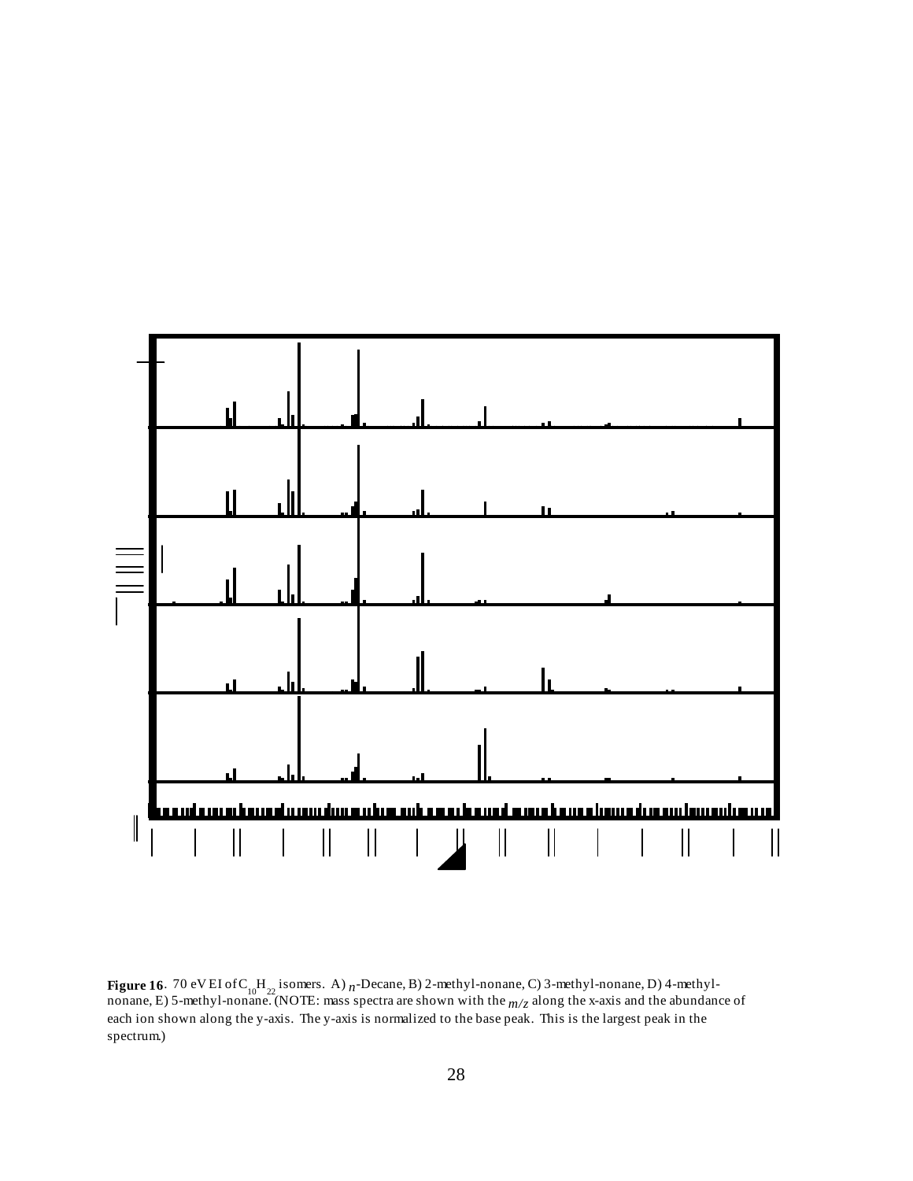**Figure 16**. 70 eV EI of $C_{10}H_{22}$ isomers. A) *n*-Decane, B) 2-methyl-nonane, C) 3-methyl-nonane, D) 4-methyl-nonane, E) 5-methyl-nonane. (NOTE: mass spectra are shown with the *m/z* along the x-axis and the abundance of each ion shown along the y-axis. The y-axis is normalized to the base peak. This is the largest peak in the spectrum.)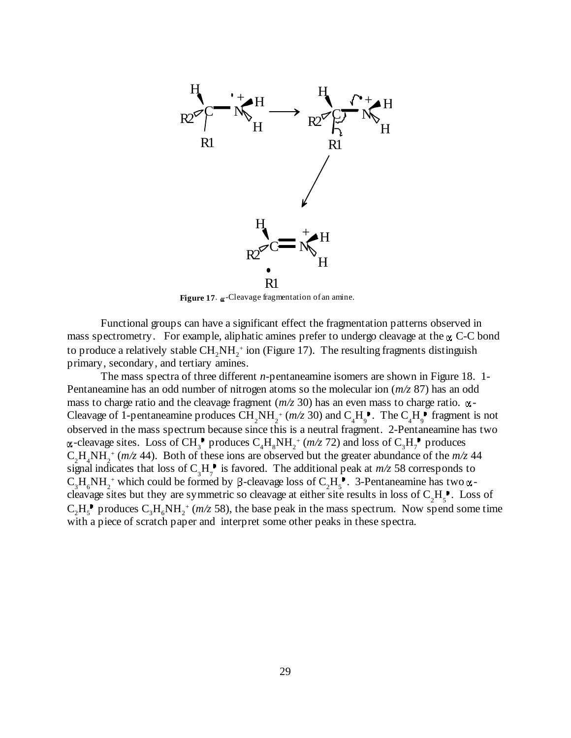**Figure 17**. α-Cleavage fragmentation of an amine.

Functional groups can have a significant effect the fragmentation patterns observed in mass spectrometry. For example, aliphatic amines prefer to undergo cleavage at the α C-C bond to produce a relatively stable $CH_2NH_2^+$ ion (Figure 17). The resulting fragments distinguish primary, secondary, and tertiary amines.

The mass spectra of three different *n*-pentaneamine isomers are shown in Figure 18. 1-Pentaneamine has an odd number of nitrogen atoms so the molecular ion (*m/z* 87) has an odd mass to charge ratio and the cleavage fragment (*m/z* 30) has an even mass to charge ratio. α-Cleavage of 1-pentaneamine produces $CH_2NH_2^+$ (*m/z* 30) and $C_4H_9^{\bullet}$. The $C_4H_9^{\bullet}$ fragment is not observed in the mass spectrum because since this is a neutral fragment. 2-Pentaneamine has two α-cleavage sites. Loss of $CH_3^{\bullet}$ produces $C_4H_8NH_2^+$ (*m/z* 72) and loss of $C_3H_7^{\bullet}$ produces $C_2H_4NH_2^+$ (*m/z* 44). Both of these ions are observed but the greater abundance of the *m/z* 44 signal indicates that loss of $C_3H_7^{\bullet}$ is favored. The additional peak at *m/z* 58 corresponds to $C_3H_6NH_2^+$ which could be formed by β-cleavage loss of $C_2H_5^{\bullet}$. 3-Pentaneamine has two α-cleavage sites but they are symmetric so cleavage at either site results in loss of $C_2H_5^{\bullet}$. Loss of $C_2H_5^{\bullet}$ produces $C_3H_6NH_2^+$ (*m/z* 58), the base peak in the mass spectrum. Now spend some time with a piece of scratch paper and interpret some other peaks in these spectra.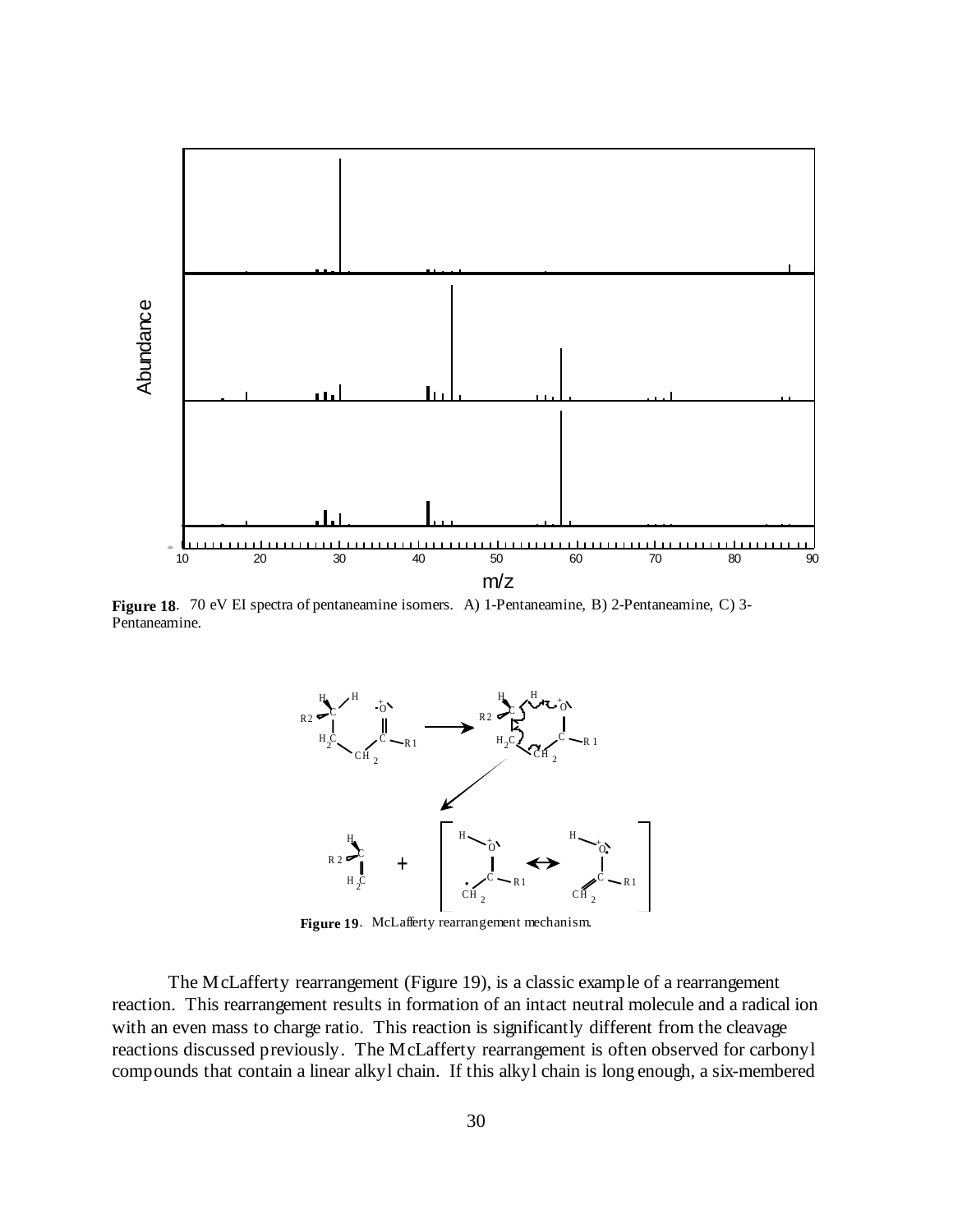**Figure 18**. 70 eV EI spectra of pentaneamine isomers. A) 1-Pentaneamine, B) 2-Pentaneamine, C) 3-Pentaneamine.

**Figure 19**. McLafferty rearrangement mechanism.

The McLafferty rearrangement (Figure 19), is a classic example of a rearrangement reaction. This rearrangement results in formation of an intact neutral molecule and a radical ion with an even mass to charge ratio. This reaction is significantly different from the cleavage reactions discussed previously. The McLafferty rearrangement is often observed for carbonyl compounds that contain a linear alkyl chain. If this alkyl chain is long enough, a six-membered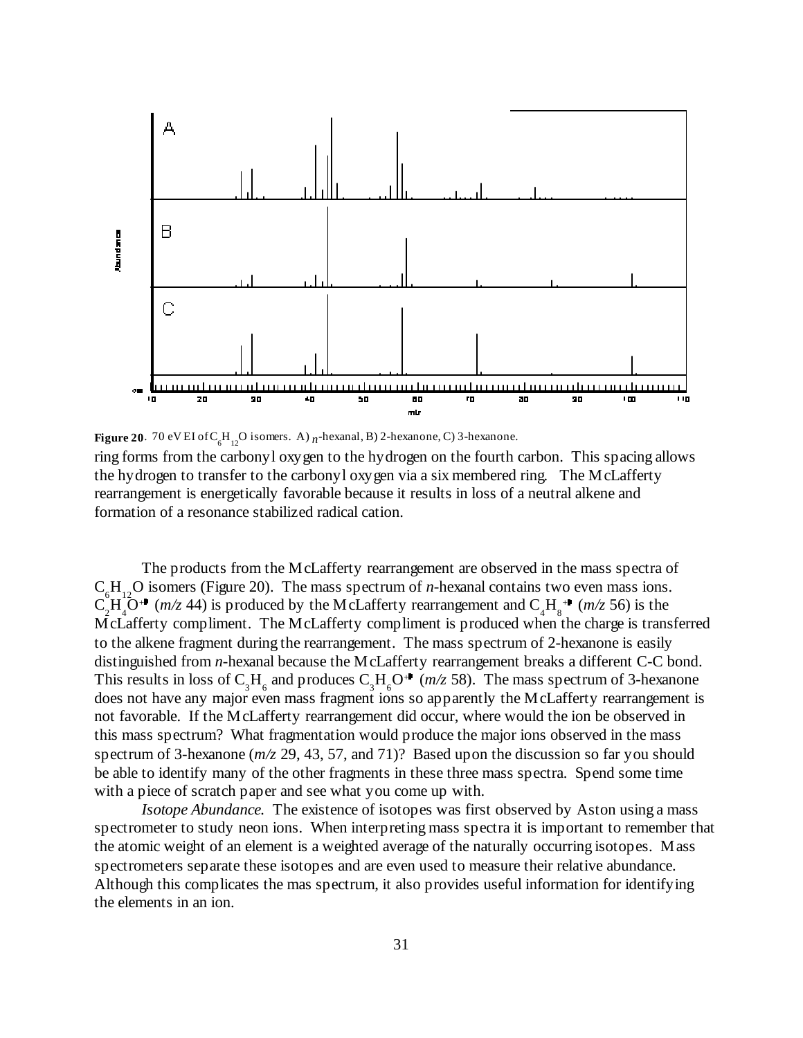**Figure 20**. 70 eV EI of $C_6H_{12}O$ isomers. A) *n*-hexanal, B) 2-hexanone, C) 3-hexanone.

ring forms from the carbonyl oxygen to the hydrogen on the fourth carbon. This spacing allows the hydrogen to transfer to the carbonyl oxygen via a six membered ring. The McLafferty rearrangement is energetically favorable because it results in loss of a neutral alkene and formation of a resonance stabilized radical cation.

The products from the McLafferty rearrangement are observed in the mass spectra of $C_6H_{12}O$ isomers (Figure 20). The mass spectrum of *n*-hexanal contains two even mass ions. $C_2H_4O^{+\bullet}$ (*m/z* 44) is produced by the McLafferty rearrangement and $C_4H_8^{+\bullet}$ (*m/z* 56) is the McLafferty compliment. The McLafferty compliment is produced when the charge is transferred to the alkene fragment during the rearrangement. The mass spectrum of 2-hexanone is easily distinguished from *n*-hexanal because the McLafferty rearrangement breaks a different C-C bond. This results in loss of $C_3H_6$ and produces $C_3H_6O^{+\bullet}$ (*m/z* 58). The mass spectrum of 3-hexanone does not have any major even mass fragment ions so apparently the McLafferty rearrangement is not favorable. If the McLafferty rearrangement did occur, where would the ion be observed in this mass spectrum? What fragmentation would produce the major ions observed in the mass spectrum of 3-hexanone (*m/z* 29, 43, 57, and 71)? Based upon the discussion so far you should be able to identify many of the other fragments in these three mass spectra. Spend some time with a piece of scratch paper and see what you come up with.

*Isotope Abundance.* The existence of isotopes was first observed by Aston using a mass spectrometer to study neon ions. When interpreting mass spectra it is important to remember that the atomic weight of an element is a weighted average of the naturally occurring isotopes. Mass spectrometers separate these isotopes and are even used to measure their relative abundance. Although this complicates the mas spectrum, it also provides useful information for identifying the elements in an ion.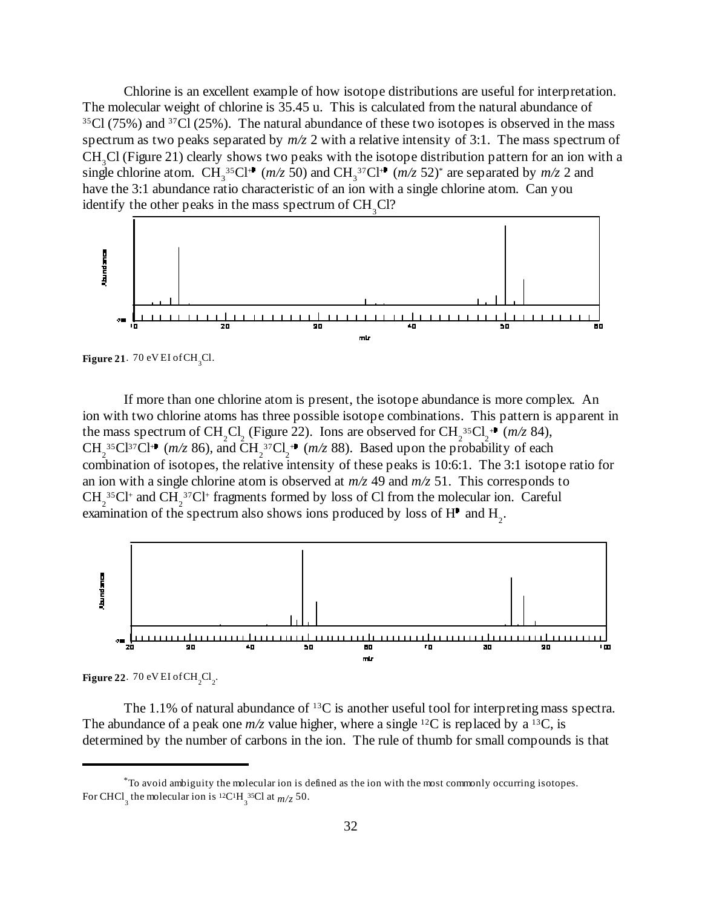Chlorine is an excellent example of how isotope distributions are useful for interpretation. The molecular weight of chlorine is 35.45 u. This is calculated from the natural abundance of $^{35}Cl$ (75%) and $^{37}Cl$ (25%). The natural abundance of these two isotopes is observed in the mass spectrum as two peaks separated by *m/z* 2 with a relative intensity of 3:1. The mass spectrum of $CH_3Cl$ (Figure 21) clearly shows two peaks with the isotope distribution pattern for an ion with a single chlorine atom. $CH_3{}^{35}Cl^{+\bullet}$ (*m/z* 50) and $CH_3{}^{37}Cl^{+\bullet}$ (*m/z* 52)* are separated by *m/z* 2 and have the 3:1 abundance ratio characteristic of an ion with a single chlorine atom. Can you identify the other peaks in the mass spectrum of $CH_3Cl$?

**Figure 21**. 70 eV EI of $CH_3Cl$.

If more than one chlorine atom is present, the isotope abundance is more complex. An ion with two chlorine atoms has three possible isotope combinations. This pattern is apparent in the mass spectrum of $CH_2Cl_2$ (Figure 22). Ions are observed for $CH_2{}^{35}Cl_2{}^{+\bullet}$ (*m/z* 84), $CH_2{}^{35}Cl^{37}Cl^{+\bullet}$ (*m/z* 86), and $CH_2{}^{37}Cl_2{}^{+\bullet}$ (*m/z* 88). Based upon the probability of each combination of isotopes, the relative intensity of these peaks is 10:6:1. The 3:1 isotope ratio for an ion with a single chlorine atom is observed at *m/z* 49 and *m/z* 51. This corresponds to $CH_2{}^{35}Cl^+$ and $CH_2{}^{37}Cl^+$ fragments formed by loss of Cl from the molecular ion. Careful examination of the spectrum also shows ions produced by loss of $H^\bullet$ and $H_2$.

**Figure 22**. 70 eV EI of $CH_2Cl_2$.

The 1.1% of natural abundance of $^{13}C$ is another useful tool for interpreting mass spectra. The abundance of a peak one *m/z* value higher, where a single $^{12}C$ is replaced by a $^{13}C$, is determined by the number of carbons in the ion. The rule of thumb for small compounds is that

---

*To avoid ambiguity the molecular ion is defined as the ion with the most commonly occurring isotopes. For $CHCl_3$ the molecular ion is $^{12}C^1H_3{}^{35}Cl$ at *m/z* 50.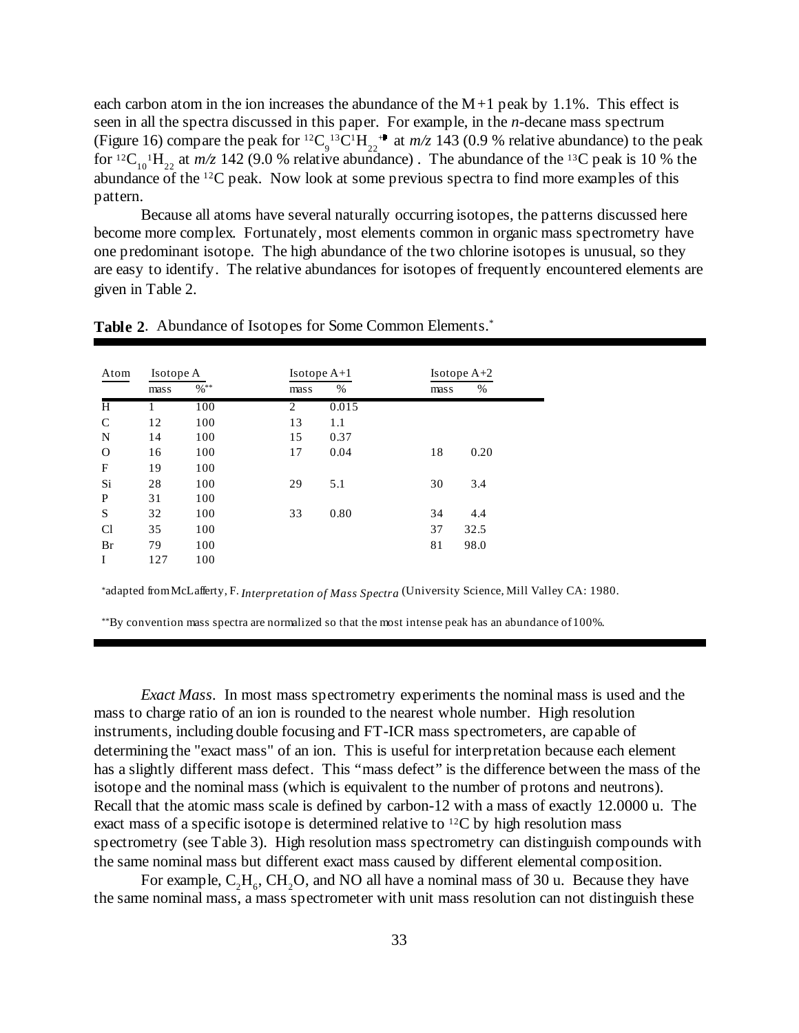each carbon atom in the ion increases the abundance of the M+1 peak by 1.1%. This effect is seen in all the spectra discussed in this paper. For example, in the *n*-decane mass spectrum (Figure 16) compare the peak for ${}^{12}C_9{}^{13}C^1H_{22}{}^{+\bullet}$ at *m/z* 143 (0.9 % relative abundance) to the peak for ${}^{12}C_{10}{}^1H_{22}$ at *m/z* 142 (9.0 % relative abundance) . The abundance of the ${}^{13}C$ peak is 10 % the abundance of the ${}^{12}C$ peak. Now look at some previous spectra to find more examples of this pattern.

Because all atoms have several naturally occurring isotopes, the patterns discussed here become more complex. Fortunately, most elements common in organic mass spectrometry have one predominant isotope. The high abundance of the two chlorine isotopes is unusual, so they are easy to identify. The relative abundances for isotopes of frequently encountered elements are given in Table 2.

**Table 2**. Abundance of Isotopes for Some Common Elements.*

| Atom | Isotope A | | Isotope A+1 | | Isotope A+2 | |
|---|---|---|---|---|---|---|
| | mass | %** | mass | % | mass | % |
| H | 1 | 100 | 2 | 0.015 | | |
| C | 12 | 100 | 13 | 1.1 | | |
| N | 14 | 100 | 15 | 0.37 | | |
| O | 16 | 100 | 17 | 0.04 | 18 | 0.20 |
| F | 19 | 100 | | | | |
| Si | 28 | 100 | 29 | 5.1 | 30 | 3.4 |
| P | 31 | 100 | | | | |
| S | 32 | 100 | 33 | 0.80 | 34 | 4.4 |
| Cl | 35 | 100 | | | 37 | 32.5 |
| Br | 79 | 100 | | | 81 | 98.0 |
| I | 127 | 100 | | | | |

*adapted from McLafferty, F. *Interpretation of Mass Spectra* (University Science, Mill Valley CA: 1980.

**By convention mass spectra are normalized so that the most intense peak has an abundance of 100%.

*Exact Mass*. In most mass spectrometry experiments the nominal mass is used and the mass to charge ratio of an ion is rounded to the nearest whole number. High resolution instruments, including double focusing and FT-ICR mass spectrometers, are capable of determining the "exact mass" of an ion. This is useful for interpretation because each element has a slightly different mass defect. This "mass defect" is the difference between the mass of the isotope and the nominal mass (which is equivalent to the number of protons and neutrons). Recall that the atomic mass scale is defined by carbon-12 with a mass of exactly 12.0000 u. The exact mass of a specific isotope is determined relative to ${}^{12}C$ by high resolution mass spectrometry (see Table 3). High resolution mass spectrometry can distinguish compounds with the same nominal mass but different exact mass caused by different elemental composition.

For example, $C_2H_6$, $CH_2O$, and NO all have a nominal mass of 30 u. Because they have the same nominal mass, a mass spectrometer with unit mass resolution can not distinguish these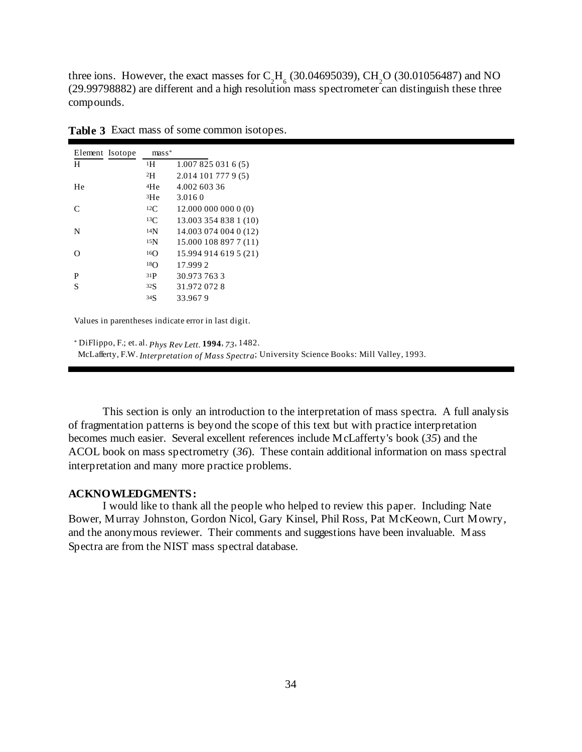three ions. However, the exact masses for $C_2H_6$ (30.04695039), $CH_2O$ (30.01056487) and NO (29.99798882) are different and a high resolution mass spectrometer can distinguish these three compounds.

**Table 3** Exact mass of some common isotopes.

| Element | Isotope | mass* |
|---|---|---|
| H | $^{1}H$ | 1.007 825 031 6 (5) |
| | $^{2}H$ | 2.014 101 777 9 (5) |
| He | $^{4}He$ | 4.002 603 36 |
| | $^{3}He$ | 3.016 0 |
| C | $^{12}C$ | 12.000 000 000 0 (0) |
| | $^{13}C$ | 13.003 354 838 1 (10) |
| N | $^{14}N$ | 14.003 074 004 0 (12) |
| | $^{15}N$ | 15.000 108 897 7 (11) |
| O | $^{16}O$ | 15.994 914 619 5 (21) |
| | $^{18}O$ | 17.999 2 |
| P | $^{31}P$ | 30.973 763 3 |
| S | $^{32}S$ | 31.972 072 8 |
| | $^{34}S$ | 33.967 9 |

Values in parentheses indicate error in last digit.

* DiFlippo, F.; et. al. *Phys Rev Lett*. **1994**, *73*, 1482.
McLafferty, F.W. *Interpretation of Mass Spectra*; University Science Books: Mill Valley, 1993.

This section is only an introduction to the interpretation of mass spectra. A full analysis of fragmentation patterns is beyond the scope of this text but with practice interpretation becomes much easier. Several excellent references include McLafferty's book (*35*) and the ACOL book on mass spectrometry (*36*). These contain additional information on mass spectral interpretation and many more practice problems.

**ACKNOWLEDGMENTS:**

I would like to thank all the people who helped to review this paper. Including: Nate Bower, Murray Johnston, Gordon Nicol, Gary Kinsel, Phil Ross, Pat McKeown, Curt Mowry, and the anonymous reviewer. Their comments and suggestions have been invaluable. Mass Spectra are from the NIST mass spectral database.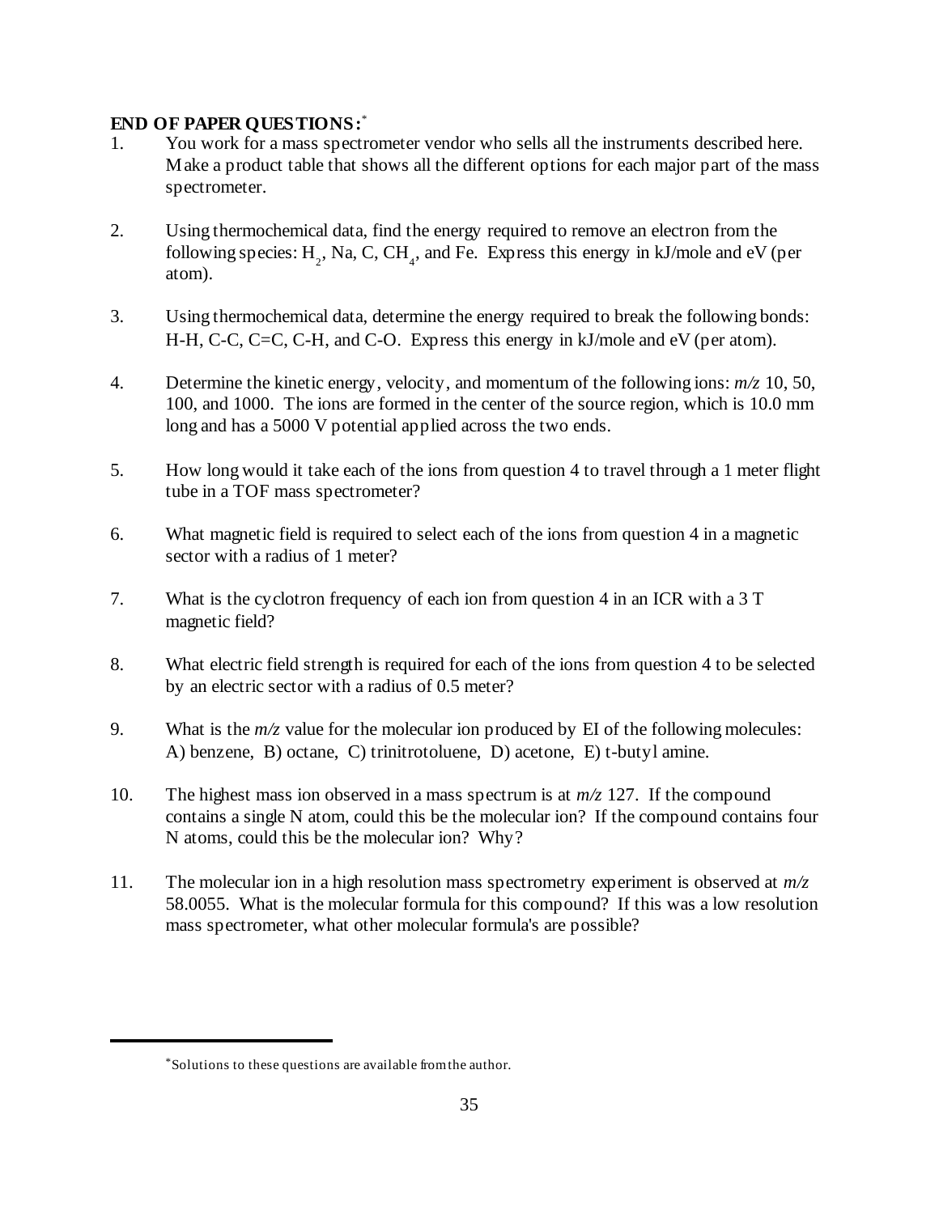## END OF PAPER QUESTIONS:[*]

1. You work for a mass spectrometer vendor who sells all the instruments described here. Make a product table that shows all the different options for each major part of the mass spectrometer.

2. Using thermochemical data, find the energy required to remove an electron from the following species: $H_2$, Na, C, $CH_4$, and Fe. Express this energy in kJ/mole and eV (per atom).

3. Using thermochemical data, determine the energy required to break the following bonds: H-H, C-C, C=C, C-H, and C-O. Express this energy in kJ/mole and eV (per atom).

4. Determine the kinetic energy, velocity, and momentum of the following ions: *m/z* 10, 50, 100, and 1000. The ions are formed in the center of the source region, which is 10.0 mm long and has a 5000 V potential applied across the two ends.

5. How long would it take each of the ions from question 4 to travel through a 1 meter flight tube in a TOF mass spectrometer?

6. What magnetic field is required to select each of the ions from question 4 in a magnetic sector with a radius of 1 meter?

7. What is the cyclotron frequency of each ion from question 4 in an ICR with a 3 T magnetic field?

8. What electric field strength is required for each of the ions from question 4 to be selected by an electric sector with a radius of 0.5 meter?

9. What is the *m/z* value for the molecular ion produced by EI of the following molecules: A) benzene, B) octane, C) trinitrotoluene, D) acetone, E) t-butyl amine.

10. The highest mass ion observed in a mass spectrum is at *m/z* 127. If the compound contains a single N atom, could this be the molecular ion? If the compound contains four N atoms, could this be the molecular ion? Why?

11. The molecular ion in a high resolution mass spectrometry experiment is observed at *m/z* 58.0055. What is the molecular formula for this compound? If this was a low resolution mass spectrometer, what other molecular formula's are possible?

---

[*]Solutions to these questions are available from the author.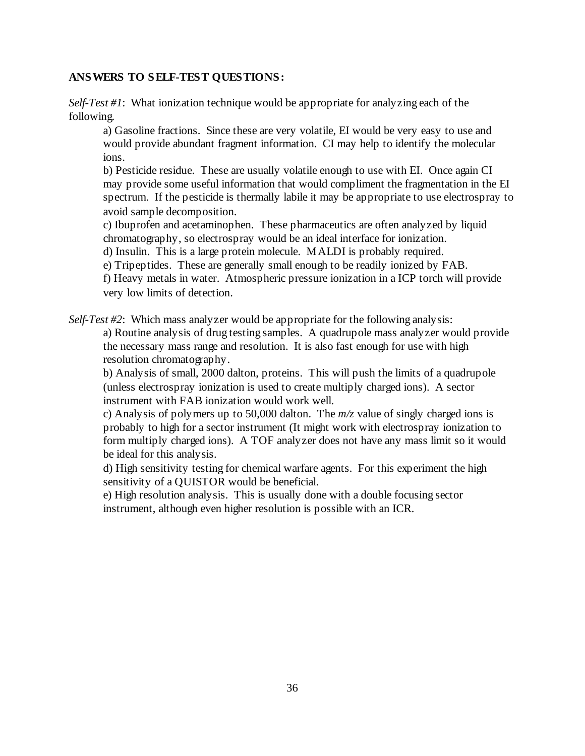**ANSWERS TO SELF-TEST QUESTIONS:**

*Self-Test #1*: What ionization technique would be appropriate for analyzing each of the following.

a) Gasoline fractions. Since these are very volatile, EI would be very easy to use and would provide abundant fragment information. CI may help to identify the molecular ions.

b) Pesticide residue. These are usually volatile enough to use with EI. Once again CI may provide some useful information that would compliment the fragmentation in the EI spectrum. If the pesticide is thermally labile it may be appropriate to use electrospray to avoid sample decomposition.

c) Ibuprofen and acetaminophen. These pharmaceutics are often analyzed by liquid chromatography, so electrospray would be an ideal interface for ionization.

d) Insulin. This is a large protein molecule. MALDI is probably required.

e) Tripeptides. These are generally small enough to be readily ionized by FAB.

f) Heavy metals in water. Atmospheric pressure ionization in a ICP torch will provide very low limits of detection.

*Self-Test #2*: Which mass analyzer would be appropriate for the following analysis:

a) Routine analysis of drug testing samples. A quadrupole mass analyzer would provide the necessary mass range and resolution. It is also fast enough for use with high resolution chromatography.

b) Analysis of small, 2000 dalton, proteins. This will push the limits of a quadrupole (unless electrospray ionization is used to create multiply charged ions). A sector instrument with FAB ionization would work well.

c) Analysis of polymers up to 50,000 dalton. The $m/z$ value of singly charged ions is probably to high for a sector instrument (It might work with electrospray ionization to form multiply charged ions). A TOF analyzer does not have any mass limit so it would be ideal for this analysis.

d) High sensitivity testing for chemical warfare agents. For this experiment the high sensitivity of a QUISTOR would be beneficial.

e) High resolution analysis. This is usually done with a double focusing sector instrument, although even higher resolution is possible with an ICR.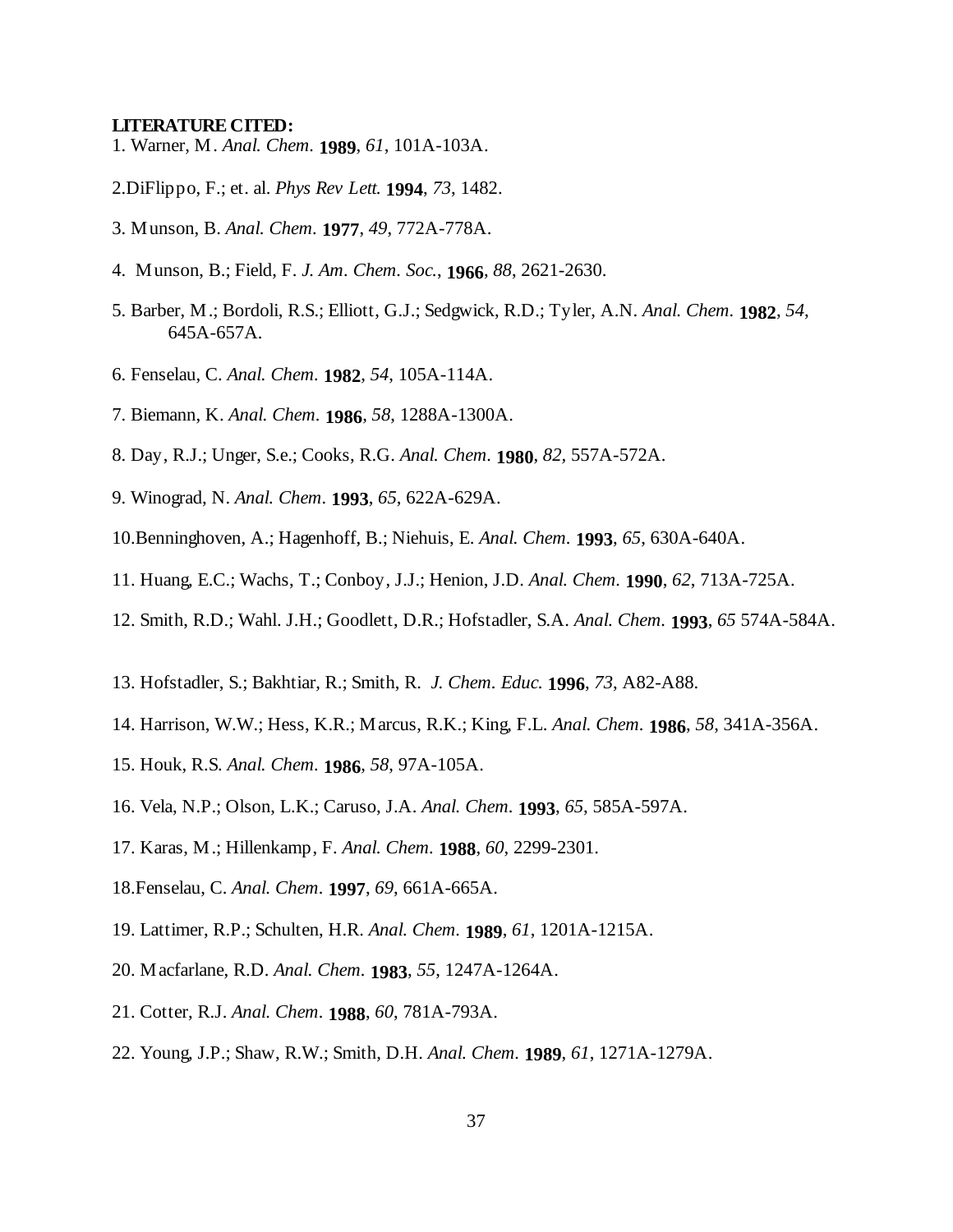**LITERATURE CITED:**

1. Warner, M. *Anal. Chem.* **1989**, *61*, 101A-103A.

2.DiFlippo, F.; et. al. *Phys Rev Lett.* **1994**, *73*, 1482.

3. Munson, B. *Anal. Chem.* **1977**, *49*, 772A-778A.

4. Munson, B.; Field, F. *J. Am. Chem. Soc.*, **1966**, *88*, 2621-2630.

5. Barber, M.; Bordoli, R.S.; Elliott, G.J.; Sedgwick, R.D.; Tyler, A.N. *Anal. Chem.* **1982**, *54*, 645A-657A.

6. Fenselau, C. *Anal. Chem.* **1982**, *54*, 105A-114A.

7. Biemann, K. *Anal. Chem.* **1986**, *58*, 1288A-1300A.

8. Day, R.J.; Unger, S.e.; Cooks, R.G. *Anal. Chem.* **1980**, *82*, 557A-572A.

9. Winograd, N. *Anal. Chem.* **1993**, *65*, 622A-629A.

10.Benninghoven, A.; Hagenhoff, B.; Niehuis, E. *Anal. Chem.* **1993**, *65*, 630A-640A.

11. Huang, E.C.; Wachs, T.; Conboy, J.J.; Henion, J.D. *Anal. Chem.* **1990**, *62*, 713A-725A.

12. Smith, R.D.; Wahl. J.H.; Goodlett, D.R.; Hofstadler, S.A. *Anal. Chem.* **1993**, *65* 574A-584A.

13. Hofstadler, S.; Bakhtiar, R.; Smith, R. *J. Chem. Educ.* **1996**, *73*, A82-A88.

14. Harrison, W.W.; Hess, K.R.; Marcus, R.K.; King, F.L. *Anal. Chem.* **1986**, *58*, 341A-356A.

15. Houk, R.S. *Anal. Chem.* **1986**, *58*, 97A-105A.

16. Vela, N.P.; Olson, L.K.; Caruso, J.A. *Anal. Chem.* **1993**, *65*, 585A-597A.

17. Karas, M.; Hillenkamp, F. *Anal. Chem.* **1988**, *60*, 2299-2301.

18.Fenselau, C. *Anal. Chem.* **1997**, *69*, 661A-665A.

19. Lattimer, R.P.; Schulten, H.R. *Anal. Chem.* **1989**, *61*, 1201A-1215A.

20. Macfarlane, R.D. *Anal. Chem.* **1983**, *55*, 1247A-1264A.

21. Cotter, R.J. *Anal. Chem.* **1988**, *60*, 781A-793A.

22. Young, J.P.; Shaw, R.W.; Smith, D.H. *Anal. Chem.* **1989**, *61*, 1271A-1279A.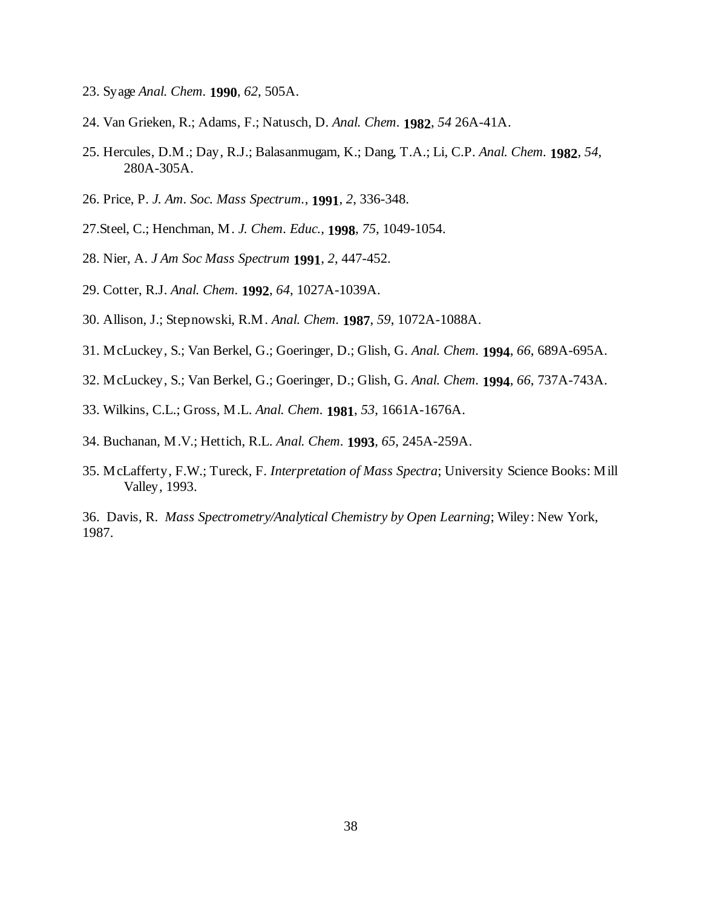23. Syage *Anal. Chem.* **1990**, *62*, 505A.

24. Van Grieken, R.; Adams, F.; Natusch, D. *Anal. Chem.* **1982**, *54* 26A-41A.

25. Hercules, D.M.; Day, R.J.; Balasanmugam, K.; Dang, T.A.; Li, C.P. *Anal. Chem.* **1982**, *54*, 280A-305A.

26. Price, P. *J. Am. Soc. Mass Spectrum.*, **1991**, *2*, 336-348.

27.Steel, C.; Henchman, M. *J. Chem. Educ.*, **1998**, *75*, 1049-1054.

28. Nier, A. *J Am Soc Mass Spectrum* **1991**, *2*, 447-452.

29. Cotter, R.J. *Anal. Chem.* **1992**, *64*, 1027A-1039A.

30. Allison, J.; Stepnowski, R.M. *Anal. Chem.* **1987**, *59*, 1072A-1088A.

31. McLuckey, S.; Van Berkel, G.; Goeringer, D.; Glish, G. *Anal. Chem.* **1994**, *66*, 689A-695A.

32. McLuckey, S.; Van Berkel, G.; Goeringer, D.; Glish, G. *Anal. Chem.* **1994**, *66*, 737A-743A.

33. Wilkins, C.L.; Gross, M.L. *Anal. Chem.* **1981**, *53*, 1661A-1676A.

34. Buchanan, M.V.; Hettich, R.L. *Anal. Chem.* **1993**, *65*, 245A-259A.

35. McLafferty, F.W.; Tureck, F. *Interpretation of Mass Spectra*; University Science Books: Mill Valley, 1993.

36. Davis, R. *Mass Spectrometry/Analytical Chemistry by Open Learning*; Wiley: New York, 1987.